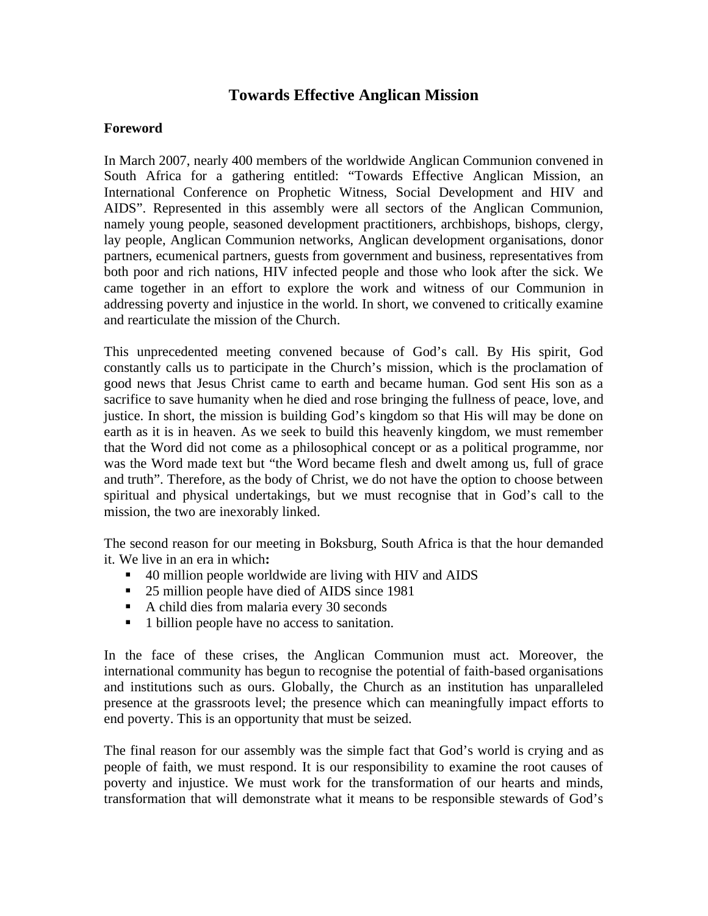# Towards Effective Anglican Mission

## Foreword

In March 2007, nearly 400 members of the worldwide Anglican Communion convened in South Africa for a gathering entitled: "Towards Effective Anglican Mission, an International Conference on Prophetic Witness, Social Development and HIV and AIDS". Represented in this assembly were all sectors of the Anglican Communion, namely young people, seasoned development practitioners, archbishops, bishops, clergy, lay people, Anglican Communion networks, Anglican development organisations, donor partners, ecumenical partners, guests from government and business, representatives from both poor and rich nations, HIV infected people and those who look after the sick. We came together in an effort to explore the work and witness of our Communion in addressing poverty and injustice in the world. In short, we convened to critically examine and rearticulate the mission of the Church.

This unprecedented meeting convened because of God's call. By His spirit, God constantly calls us to participate in the Church's mission, which is the proclamation of good news that Jesus Christ came to earth and became human. God sent His son as a sacrifice to save humanity when he died and rose bringing the fullness of peace, love, and justice. In short, the mission is building God's kingdom so that His will may be done on earth as it is in heaven. As we seek to build this heavenly kingdom, we must remember that the Word did not come as a philosophical concept or as a political programme, nor was the Word made text but "the Word became flesh and dwelt among us, full of grace and truth". Therefore, as the body of Christ, we do not have the option to choose between spiritual and physical undertakings, but we must recognise that in God's call to the mission, the two are inexorably linked.

The second reason for our meeting in Boksburg, South Africa is that the hour demanded it. We live in an era in which**:**

- 40 million people worldwide are living with HIV and AIDS
- 25 million people have died of AIDS since 1981
- A child dies from malaria every 30 seconds
- 1 billion people have no access to sanitation.

In the face of these crises, the Anglican Communion must act. Moreover, the international community has begun to recognise the potential of faith-based organisations and institutions such as ours. Globally, the Church as an institution has unparalleled presence at the grassroots level; the presence which can meaningfully impact efforts to end poverty. This is an opportunity that must be seized.

The final reason for our assembly was the simple fact that God's world is crying and as people of faith, we must respond. It is our responsibility to examine the root causes of poverty and injustice. We must work for the transformation of our hearts and minds, transformation that will demonstrate what it means to be responsible stewards of God's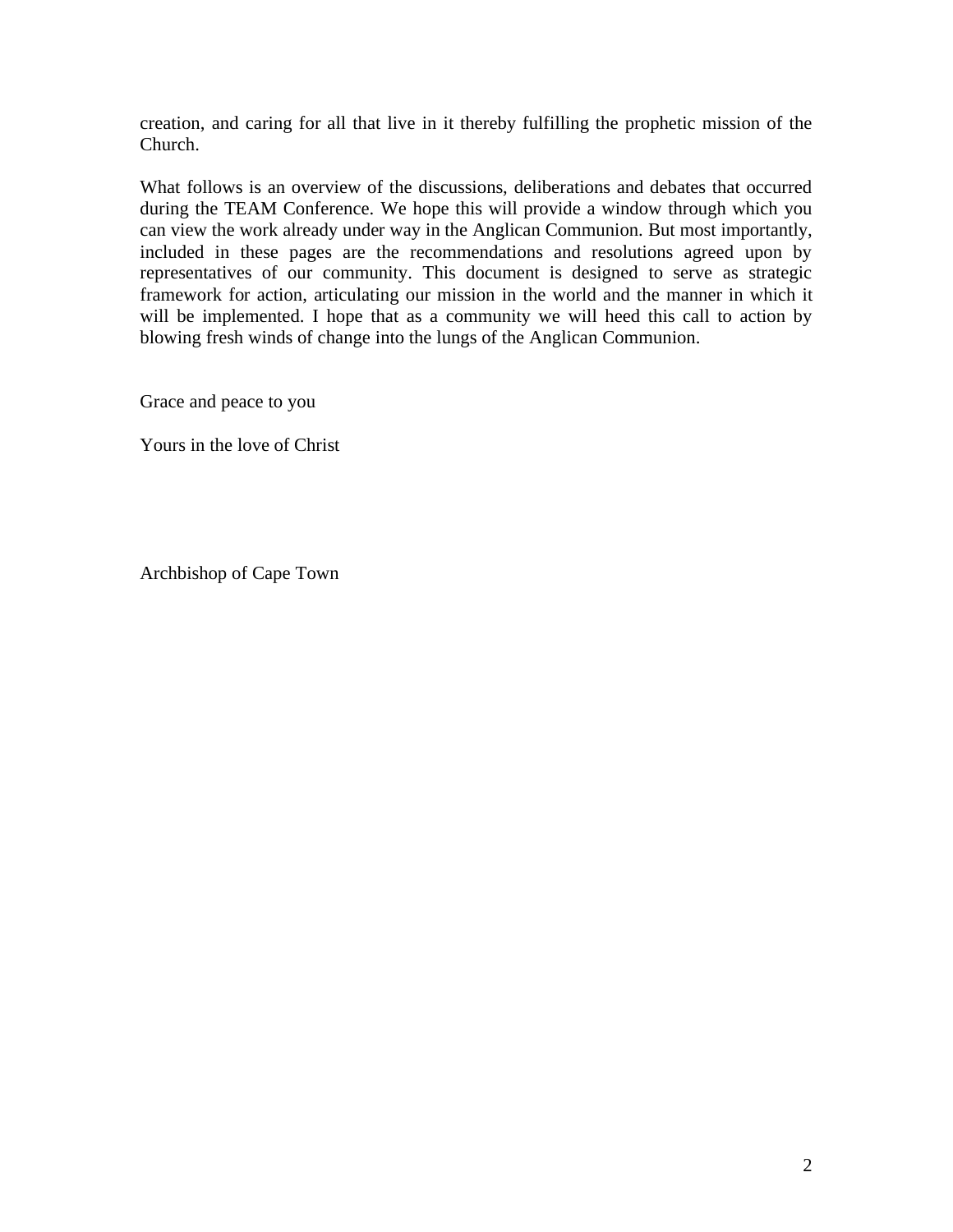creation, and caring for all that live in it thereby fulfilling the prophetic mission of the Church.

What follows is an overview of the discussions, deliberations and debates that occurred during the TEAM Conference. We hope this will provide a window through which you can view the work already under way in the Anglican Communion. But most importantly, included in these pages are the recommendations and resolutions agreed upon by representatives of our community. This document is designed to serve as strategic framework for action, articulating our mission in the world and the manner in which it will be implemented. I hope that as a community we will heed this call to action by blowing fresh winds of change into the lungs of the Anglican Communion.

Grace and peace to you

Yours in the love of Christ

Archbishop of Cape Town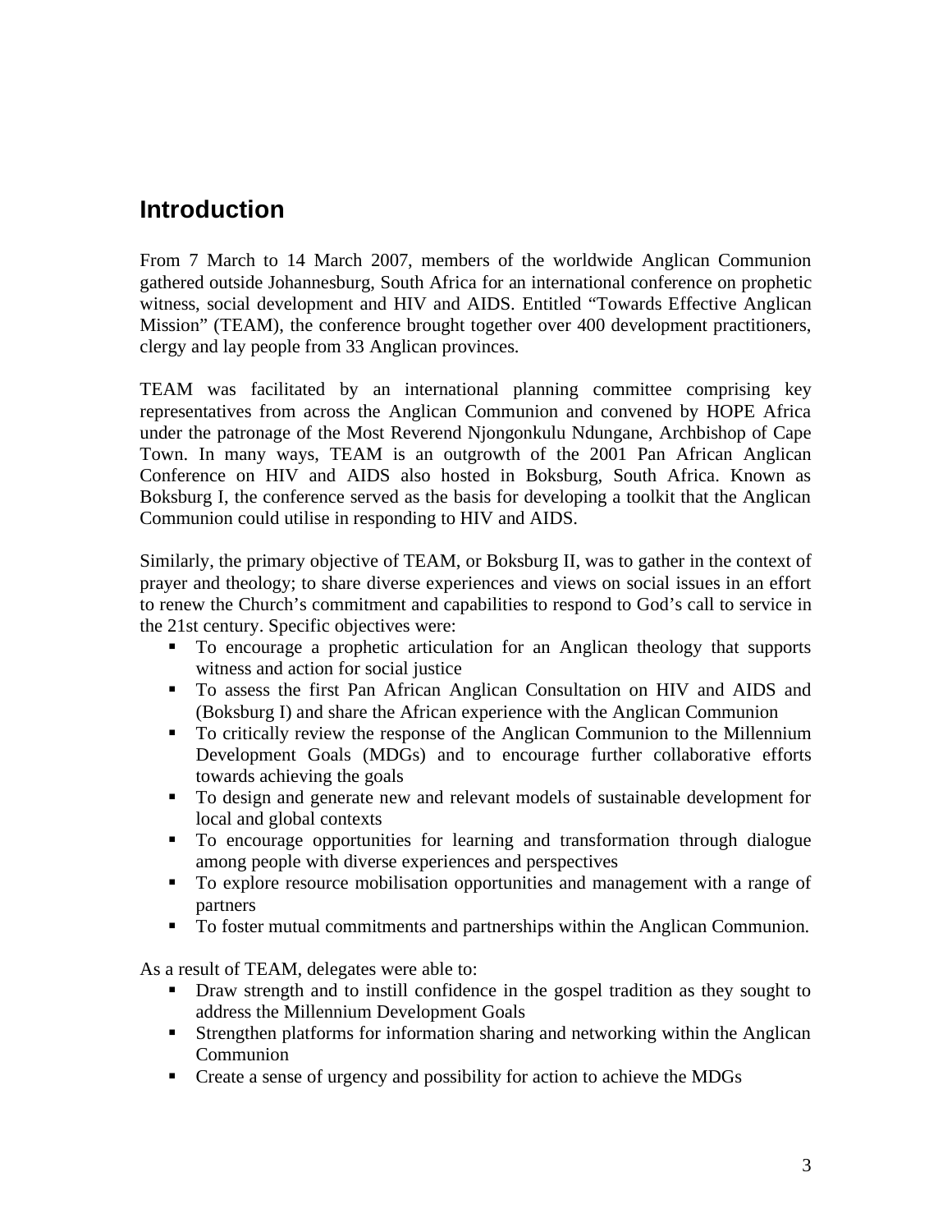## Introduction

From 7 March to 14 March 2007, members of the worldwide Anglican Communion gathered outside Johannesburg, South Africa for an international conference on prophetic witness, social development and HIV and AIDS. Entitled "Towards Effective Anglican Mission" (TEAM), the conference brought together over 400 development practitioners, clergy and lay people from 33 Anglican provinces.

TEAM was facilitated by an international planning committee comprising key representatives from across the Anglican Communion and convened by HOPE Africa under the patronage of the Most Reverend Njongonkulu Ndungane, Archbishop of Cape Town. In many ways, TEAM is an outgrowth of the 2001 Pan African Anglican Conference on HIV and AIDS also hosted in Boksburg, South Africa. Known as Boksburg I, the conference served as the basis for developing a toolkit that the Anglican Communion could utilise in responding to HIV and AIDS.

Similarly, the primary objective of TEAM, or Boksburg II, was to gather in the context of prayer and theology; to share diverse experiences and views on social issues in an effort to renew the Church's commitment and capabilities to respond to God's call to service in the 21st century. Specific objectives were:

- To encourage a prophetic articulation for an Anglican theology that supports witness and action for social justice
- To assess the first Pan African Anglican Consultation on HIV and AIDS and (Boksburg I) and share the African experience with the Anglican Communion
- To critically review the response of the Anglican Communion to the Millennium Development Goals (MDGs) and to encourage further collaborative efforts towards achieving the goals
- To design and generate new and relevant models of sustainable development for local and global contexts
- To encourage opportunities for learning and transformation through dialogue among people with diverse experiences and perspectives
- To explore resource mobilisation opportunities and management with a range of partners
- To foster mutual commitments and partnerships within the Anglican Communion.

As a result of TEAM, delegates were able to:

- Draw strength and to instill confidence in the gospel tradition as they sought to address the Millennium Development Goals
- Strengthen platforms for information sharing and networking within the Anglican Communion
- Create a sense of urgency and possibility for action to achieve the MDGs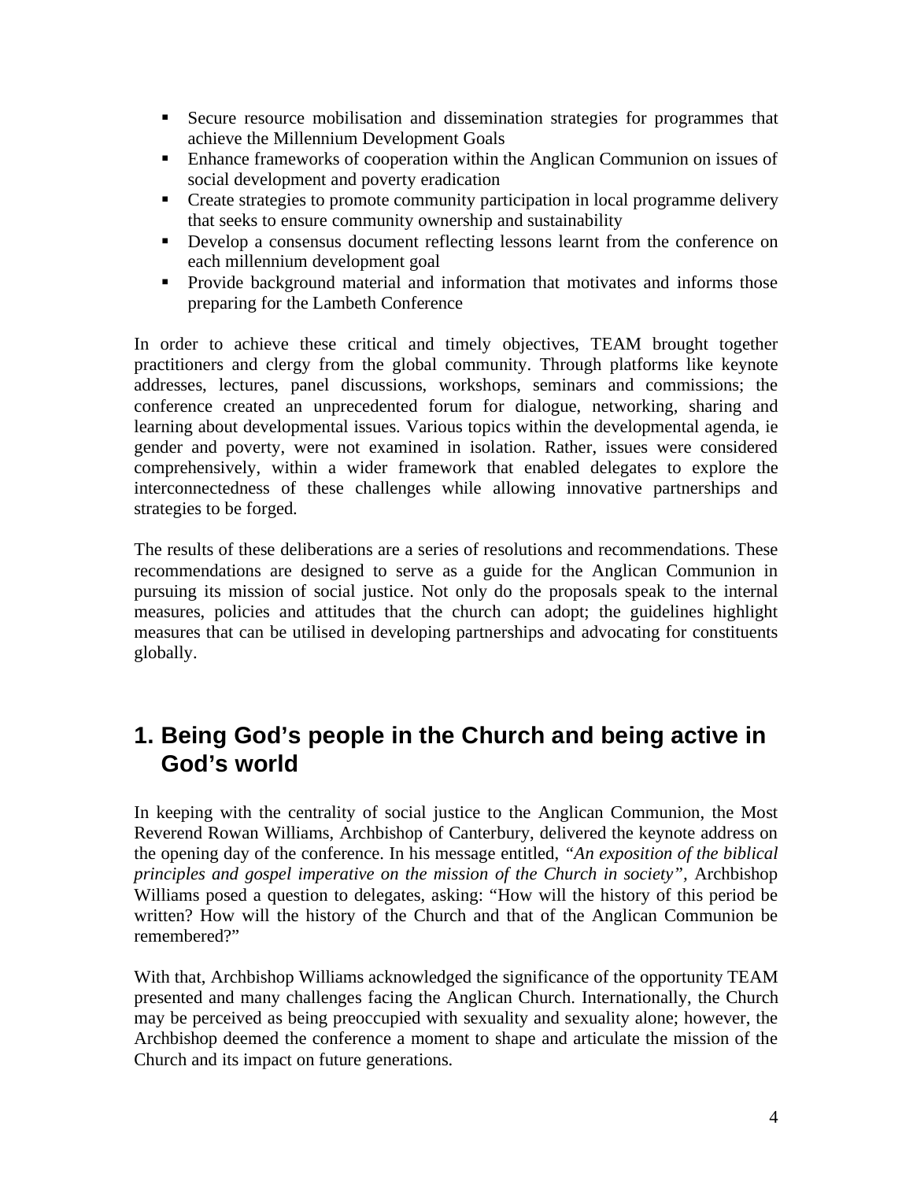- Secure resource mobilisation and dissemination strategies for programmes that achieve the Millennium Development Goals
- Enhance frameworks of cooperation within the Anglican Communion on issues of social development and poverty eradication
- Create strategies to promote community participation in local programme delivery that seeks to ensure community ownership and sustainability
- Develop a consensus document reflecting lessons learnt from the conference on each millennium development goal
- Provide background material and information that motivates and informs those preparing for the Lambeth Conference

In order to achieve these critical and timely objectives, TEAM brought together practitioners and clergy from the global community. Through platforms like keynote addresses, lectures, panel discussions, workshops, seminars and commissions; the conference created an unprecedented forum for dialogue, networking, sharing and learning about developmental issues. Various topics within the developmental agenda, ie gender and poverty, were not examined in isolation. Rather, issues were considered comprehensively, within a wider framework that enabled delegates to explore the interconnectedness of these challenges while allowing innovative partnerships and strategies to be forged.

The results of these deliberations are a series of resolutions and recommendations. These recommendations are designed to serve as a guide for the Anglican Communion in pursuing its mission of social justice. Not only do the proposals speak to the internal measures, policies and attitudes that the church can adopt; the guidelines highlight measures that can be utilised in developing partnerships and advocating for constituents globally.

## 1. Being God's people in the Church and being active in God's world

In keeping with the centrality of social justice to the Anglican Communion, the Most Reverend Rowan Williams, Archbishop of Canterbury, delivered the keynote address on the opening day of the conference. In his message entitled, *"An exposition of the biblical principles and gospel imperative on the mission of the Church in society"*, Archbishop Williams posed a question to delegates, asking: "How will the history of this period be written? How will the history of the Church and that of the Anglican Communion be remembered?"

With that, Archbishop Williams acknowledged the significance of the opportunity TEAM presented and many challenges facing the Anglican Church. Internationally, the Church may be perceived as being preoccupied with sexuality and sexuality alone; however, the Archbishop deemed the conference a moment to shape and articulate the mission of the Church and its impact on future generations.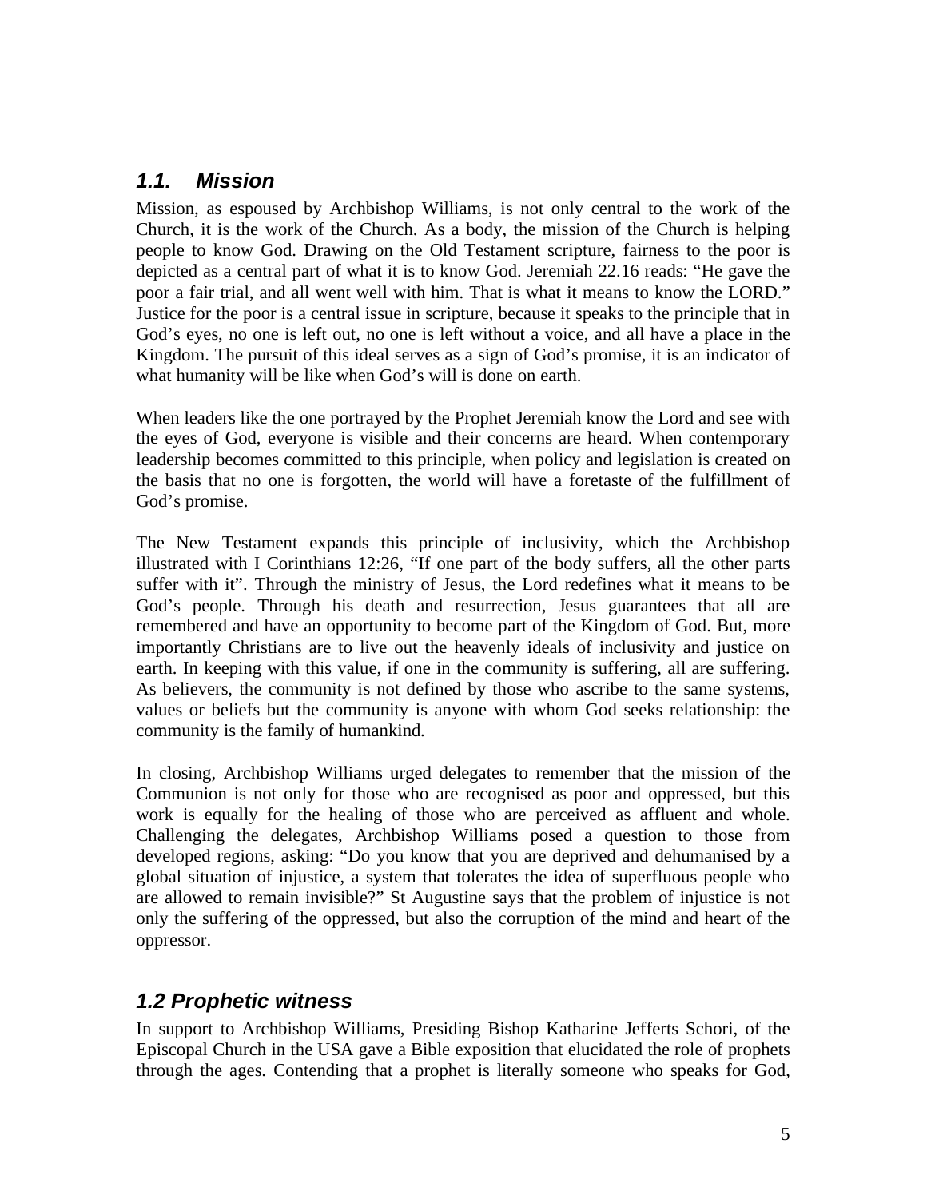## 1.1. Mission

Mission, as espoused by Archbishop Williams, is not only central to the work of the Church, it is the work of the Church. As a body, the mission of the Church is helping people to know God. Drawing on the Old Testament scripture, fairness to the poor is depicted as a central part of what it is to know God. Jeremiah 22.16 reads: "He gave the poor a fair trial, and all went well with him. That is what it means to know the LORD." Justice for the poor is a central issue in scripture, because it speaks to the principle that in God's eyes, no one is left out, no one is left without a voice, and all have a place in the Kingdom. The pursuit of this ideal serves as a sign of God's promise, it is an indicator of what humanity will be like when God's will is done on earth.

When leaders like the one portrayed by the Prophet Jeremiah know the Lord and see with the eyes of God, everyone is visible and their concerns are heard. When contemporary leadership becomes committed to this principle, when policy and legislation is created on the basis that no one is forgotten, the world will have a foretaste of the fulfillment of God's promise.

The New Testament expands this principle of inclusivity, which the Archbishop illustrated with I Corinthians 12:26, "If one part of the body suffers, all the other parts suffer with it". Through the ministry of Jesus, the Lord redefines what it means to be God's people. Through his death and resurrection, Jesus guarantees that all are remembered and have an opportunity to become part of the Kingdom of God. But, more importantly Christians are to live out the heavenly ideals of inclusivity and justice on earth. In keeping with this value, if one in the community is suffering, all are suffering. As believers, the community is not defined by those who ascribe to the same systems, values or beliefs but the community is anyone with whom God seeks relationship: the community is the family of humankind.

In closing, Archbishop Williams urged delegates to remember that the mission of the Communion is not only for those who are recognised as poor and oppressed, but this work is equally for the healing of those who are perceived as affluent and whole. Challenging the delegates, Archbishop Williams posed a question to those from developed regions, asking: "Do you know that you are deprived and dehumanised by a global situation of injustice, a system that tolerates the idea of superfluous people who are allowed to remain invisible?" St Augustine says that the problem of injustice is not only the suffering of the oppressed, but also the corruption of the mind and heart of the oppressor.

## 1.2 Prophetic witness

In support to Archbishop Williams, Presiding Bishop Katharine Jefferts Schori, of the Episcopal Church in the USA gave a Bible exposition that elucidated the role of prophets through the ages. Contending that a prophet is literally someone who speaks for God,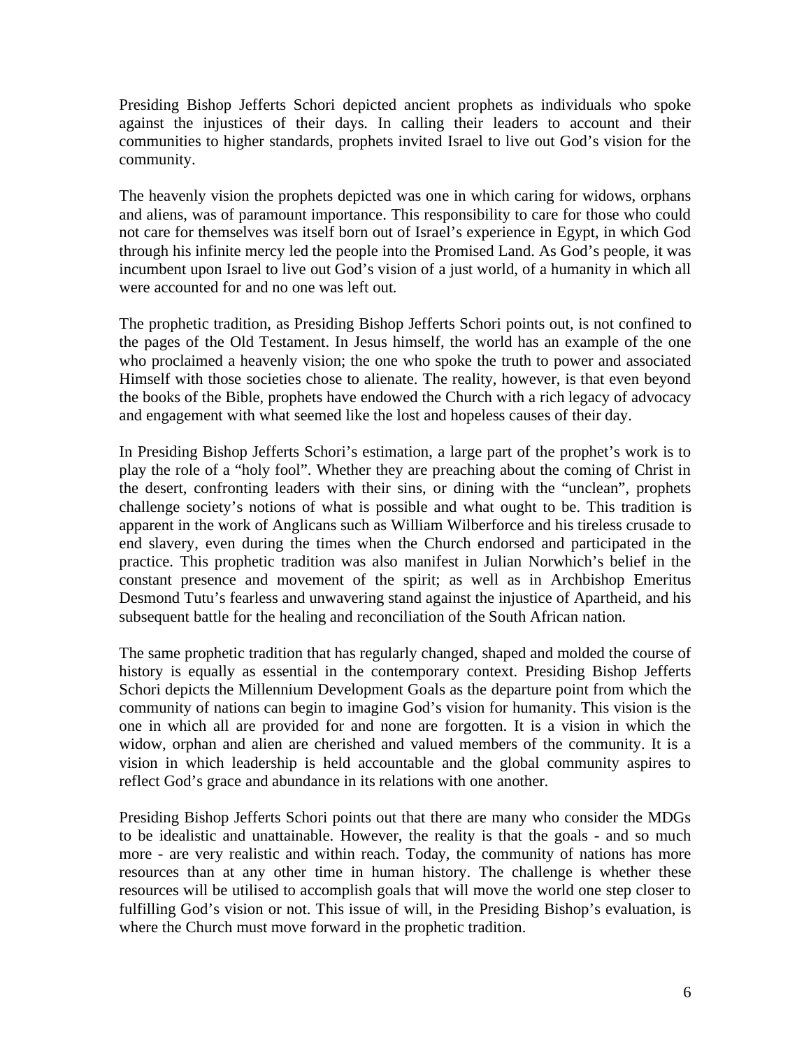Presiding Bishop Jefferts Schori depicted ancient prophets as individuals who spoke against the injustices of their days. In calling their leaders to account and their communities to higher standards, prophets invited Israel to live out God's vision for the community.

The heavenly vision the prophets depicted was one in which caring for widows, orphans and aliens, was of paramount importance. This responsibility to care for those who could not care for themselves was itself born out of Israel's experience in Egypt, in which God through his infinite mercy led the people into the Promised Land. As God's people, it was incumbent upon Israel to live out God's vision of a just world, of a humanity in which all were accounted for and no one was left out.

The prophetic tradition, as Presiding Bishop Jefferts Schori points out, is not confined to the pages of the Old Testament. In Jesus himself, the world has an example of the one who proclaimed a heavenly vision; the one who spoke the truth to power and associated Himself with those societies chose to alienate. The reality, however, is that even beyond the books of the Bible, prophets have endowed the Church with a rich legacy of advocacy and engagement with what seemed like the lost and hopeless causes of their day.

In Presiding Bishop Jefferts Schori's estimation, a large part of the prophet's work is to play the role of a "holy fool". Whether they are preaching about the coming of Christ in the desert, confronting leaders with their sins, or dining with the "unclean", prophets challenge society's notions of what is possible and what ought to be. This tradition is apparent in the work of Anglicans such as William Wilberforce and his tireless crusade to end slavery, even during the times when the Church endorsed and participated in the practice. This prophetic tradition was also manifest in Julian Norwhich's belief in the constant presence and movement of the spirit; as well as in Archbishop Emeritus Desmond Tutu's fearless and unwavering stand against the injustice of Apartheid, and his subsequent battle for the healing and reconciliation of the South African nation.

The same prophetic tradition that has regularly changed, shaped and molded the course of history is equally as essential in the contemporary context. Presiding Bishop Jefferts Schori depicts the Millennium Development Goals as the departure point from which the community of nations can begin to imagine God's vision for humanity. This vision is the one in which all are provided for and none are forgotten. It is a vision in which the widow, orphan and alien are cherished and valued members of the community. It is a vision in which leadership is held accountable and the global community aspires to reflect God's grace and abundance in its relations with one another.

Presiding Bishop Jefferts Schori points out that there are many who consider the MDGs to be idealistic and unattainable. However, the reality is that the goals - and so much more - are very realistic and within reach. Today, the community of nations has more resources than at any other time in human history. The challenge is whether these resources will be utilised to accomplish goals that will move the world one step closer to fulfilling God's vision or not. This issue of will, in the Presiding Bishop's evaluation, is where the Church must move forward in the prophetic tradition.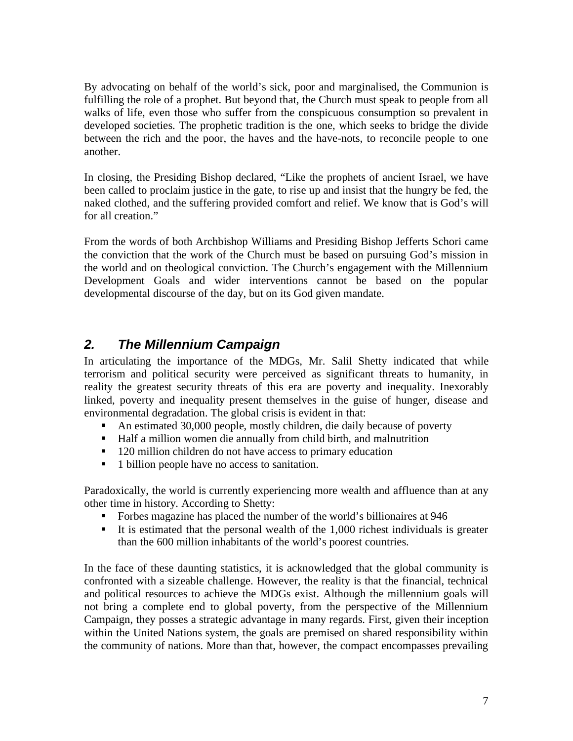By advocating on behalf of the world's sick, poor and marginalised, the Communion is fulfilling the role of a prophet. But beyond that, the Church must speak to people from all walks of life, even those who suffer from the conspicuous consumption so prevalent in developed societies. The prophetic tradition is the one, which seeks to bridge the divide between the rich and the poor, the haves and the have-nots, to reconcile people to one another.

In closing, the Presiding Bishop declared, "Like the prophets of ancient Israel, we have been called to proclaim justice in the gate, to rise up and insist that the hungry be fed, the naked clothed, and the suffering provided comfort and relief. We know that is God's will for all creation."

From the words of both Archbishop Williams and Presiding Bishop Jefferts Schori came the conviction that the work of the Church must be based on pursuing God's mission in the world and on theological conviction. The Church's engagement with the Millennium Development Goals and wider interventions cannot be based on the popular developmental discourse of the day, but on its God given mandate.

## *2. The Millennium Campaign*

In articulating the importance of the MDGs, Mr. Salil Shetty indicated that while terrorism and political security were perceived as significant threats to humanity, in reality the greatest security threats of this era are poverty and inequality. Inexorably linked, poverty and inequality present themselves in the guise of hunger, disease and environmental degradation. The global crisis is evident in that:

- An estimated 30,000 people, mostly children, die daily because of poverty
- Half a million women die annually from child birth, and malnutrition
- 120 million children do not have access to primary education
- 1 billion people have no access to sanitation.

Paradoxically, the world is currently experiencing more wealth and affluence than at any other time in history. According to Shetty:

- Forbes magazine has placed the number of the world's billionaires at 946
- It is estimated that the personal wealth of the 1,000 richest individuals is greater than the 600 million inhabitants of the world's poorest countries.

In the face of these daunting statistics, it is acknowledged that the global community is confronted with a sizeable challenge. However, the reality is that the financial, technical and political resources to achieve the MDGs exist. Although the millennium goals will not bring a complete end to global poverty, from the perspective of the Millennium Campaign, they posses a strategic advantage in many regards. First, given their inception within the United Nations system, the goals are premised on shared responsibility within the community of nations. More than that, however, the compact encompasses prevailing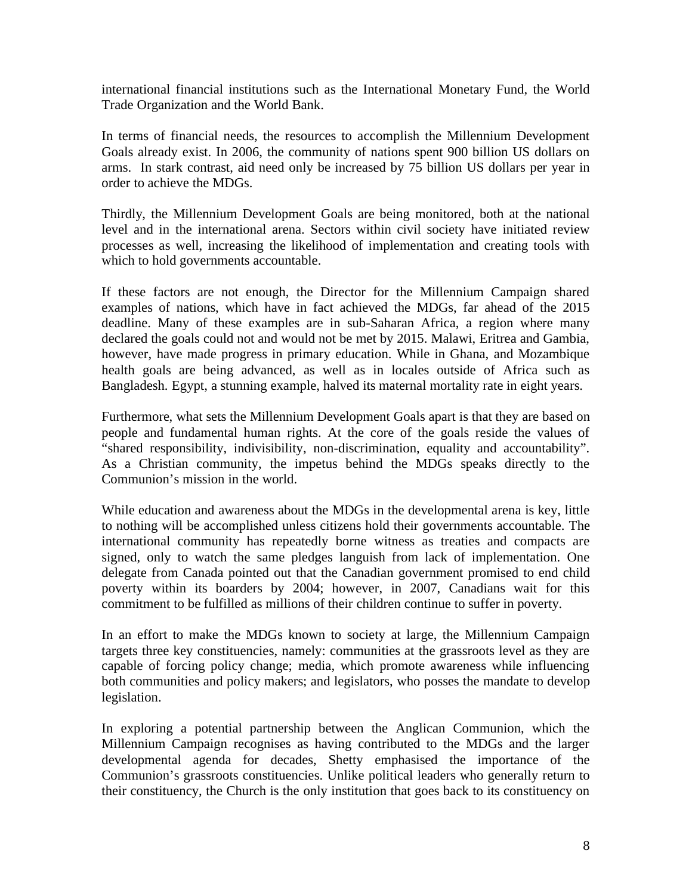international financial institutions such as the International Monetary Fund, the World Trade Organization and the World Bank.

In terms of financial needs, the resources to accomplish the Millennium Development Goals already exist. In 2006, the community of nations spent 900 billion US dollars on arms. In stark contrast, aid need only be increased by 75 billion US dollars per year in order to achieve the MDGs.

Thirdly, the Millennium Development Goals are being monitored, both at the national level and in the international arena. Sectors within civil society have initiated review processes as well, increasing the likelihood of implementation and creating tools with which to hold governments accountable.

If these factors are not enough, the Director for the Millennium Campaign shared examples of nations, which have in fact achieved the MDGs, far ahead of the 2015 deadline. Many of these examples are in sub-Saharan Africa, a region where many declared the goals could not and would not be met by 2015. Malawi, Eritrea and Gambia, however, have made progress in primary education. While in Ghana, and Mozambique health goals are being advanced, as well as in locales outside of Africa such as Bangladesh. Egypt, a stunning example, halved its maternal mortality rate in eight years.

Furthermore, what sets the Millennium Development Goals apart is that they are based on people and fundamental human rights. At the core of the goals reside the values of "shared responsibility, indivisibility, non-discrimination, equality and accountability". As a Christian community, the impetus behind the MDGs speaks directly to the Communion's mission in the world.

While education and awareness about the MDGs in the developmental arena is key, little to nothing will be accomplished unless citizens hold their governments accountable. The international community has repeatedly borne witness as treaties and compacts are signed, only to watch the same pledges languish from lack of implementation. One delegate from Canada pointed out that the Canadian government promised to end child poverty within its boarders by 2004; however, in 2007, Canadians wait for this commitment to be fulfilled as millions of their children continue to suffer in poverty.

In an effort to make the MDGs known to society at large, the Millennium Campaign targets three key constituencies, namely: communities at the grassroots level as they are capable of forcing policy change; media, which promote awareness while influencing both communities and policy makers; and legislators, who posses the mandate to develop legislation.

In exploring a potential partnership between the Anglican Communion, which the Millennium Campaign recognises as having contributed to the MDGs and the larger developmental agenda for decades, Shetty emphasised the importance of the Communion's grassroots constituencies. Unlike political leaders who generally return to their constituency, the Church is the only institution that goes back to its constituency on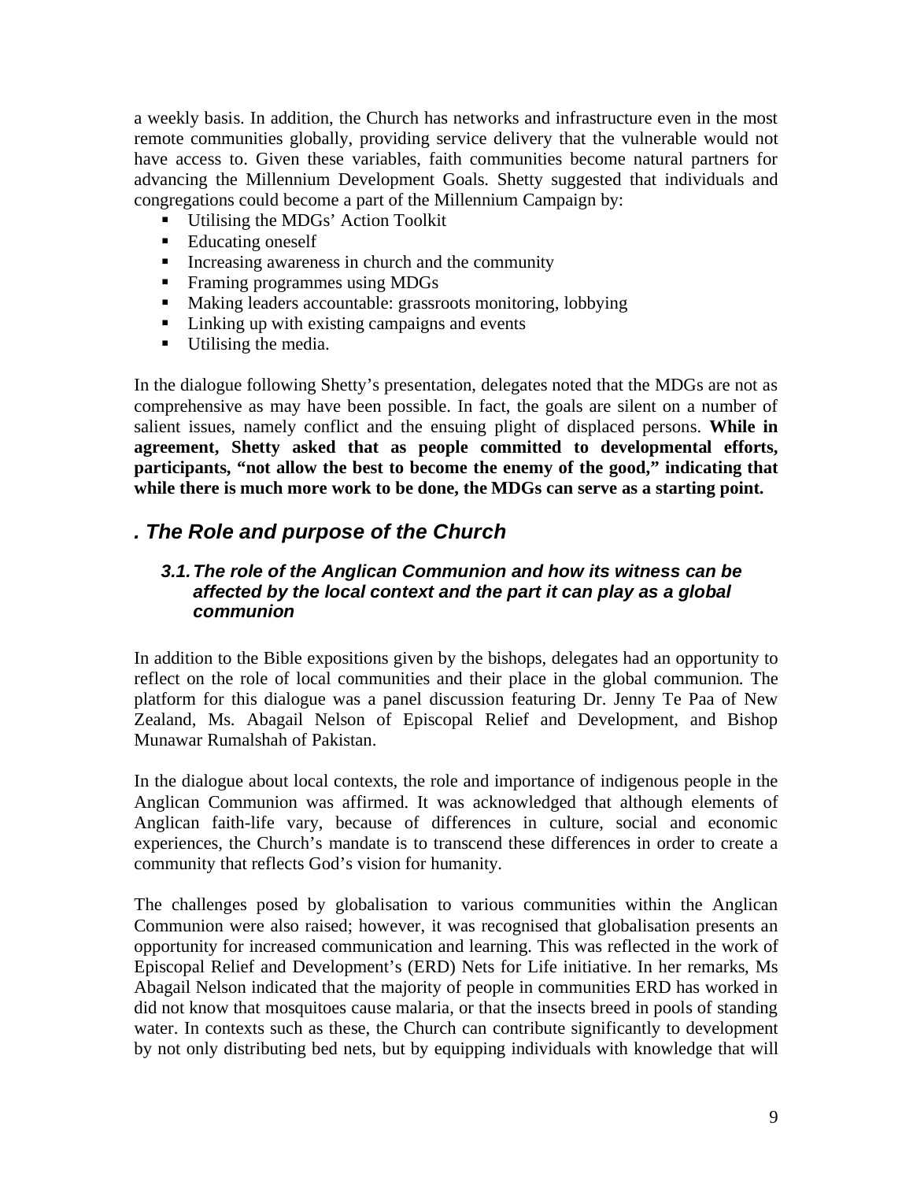a weekly basis. In addition, the Church has networks and infrastructure even in the most remote communities globally, providing service delivery that the vulnerable would not have access to. Given these variables, faith communities become natural partners for advancing the Millennium Development Goals. Shetty suggested that individuals and congregations could become a part of the Millennium Campaign by:

- Utilising the MDGs' Action Toolkit
- Educating oneself
- Increasing awareness in church and the community
- Framing programmes using MDGs
- Making leaders accountable: grassroots monitoring, lobbying
- Linking up with existing campaigns and events
- Utilising the media.

In the dialogue following Shetty's presentation, delegates noted that the MDGs are not as comprehensive as may have been possible. In fact, the goals are silent on a number of salient issues, namely conflict and the ensuing plight of displaced persons. **While in agreement, Shetty asked that as people committed to developmental efforts, participants, "not allow the best to become the enemy of the good," indicating that while there is much more work to be done, the MDGs can serve as a starting point.**

## *. The Role and purpose of the Church*

### *3.1. The role of the Anglican Communion and how its witness can be affected by the local context and the part it can play as a global communion*

In addition to the Bible expositions given by the bishops, delegates had an opportunity to reflect on the role of local communities and their place in the global communion. The platform for this dialogue was a panel discussion featuring Dr. Jenny Te Paa of New Zealand, Ms. Abagail Nelson of Episcopal Relief and Development, and Bishop Munawar Rumalshah of Pakistan.

In the dialogue about local contexts, the role and importance of indigenous people in the Anglican Communion was affirmed. It was acknowledged that although elements of Anglican faith-life vary, because of differences in culture, social and economic experiences, the Church's mandate is to transcend these differences in order to create a community that reflects God's vision for humanity.

The challenges posed by globalisation to various communities within the Anglican Communion were also raised; however, it was recognised that globalisation presents an opportunity for increased communication and learning. This was reflected in the work of Episcopal Relief and Development's (ERD) Nets for Life initiative. In her remarks, Ms Abagail Nelson indicated that the majority of people in communities ERD has worked in did not know that mosquitoes cause malaria, or that the insects breed in pools of standing water. In contexts such as these, the Church can contribute significantly to development by not only distributing bed nets, but by equipping individuals with knowledge that will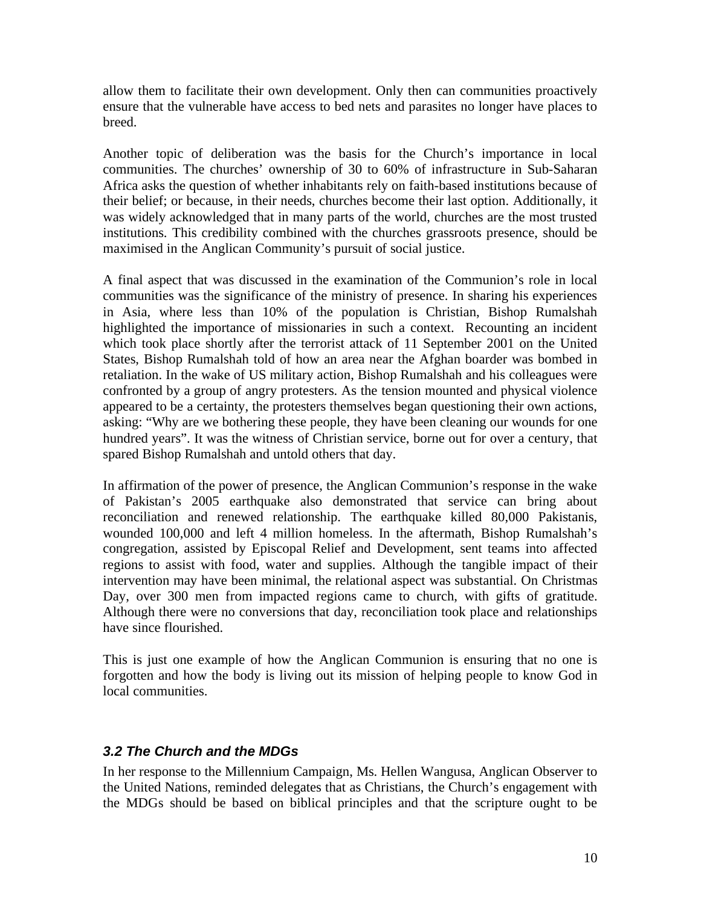allow them to facilitate their own development. Only then can communities proactively ensure that the vulnerable have access to bed nets and parasites no longer have places to breed.

Another topic of deliberation was the basis for the Church's importance in local communities. The churches' ownership of 30 to 60% of infrastructure in Sub-Saharan Africa asks the question of whether inhabitants rely on faith-based institutions because of their belief; or because, in their needs, churches become their last option. Additionally, it was widely acknowledged that in many parts of the world, churches are the most trusted institutions. This credibility combined with the churches grassroots presence, should be maximised in the Anglican Community's pursuit of social justice.

A final aspect that was discussed in the examination of the Communion's role in local communities was the significance of the ministry of presence. In sharing his experiences in Asia, where less than 10% of the population is Christian, Bishop Rumalshah highlighted the importance of missionaries in such a context. Recounting an incident which took place shortly after the terrorist attack of 11 September 2001 on the United States, Bishop Rumalshah told of how an area near the Afghan boarder was bombed in retaliation. In the wake of US military action, Bishop Rumalshah and his colleagues were confronted by a group of angry protesters. As the tension mounted and physical violence appeared to be a certainty, the protesters themselves began questioning their own actions, asking: "Why are we bothering these people, they have been cleaning our wounds for one hundred years". It was the witness of Christian service, borne out for over a century, that spared Bishop Rumalshah and untold others that day.

In affirmation of the power of presence, the Anglican Communion's response in the wake of Pakistan's 2005 earthquake also demonstrated that service can bring about reconciliation and renewed relationship. The earthquake killed 80,000 Pakistanis, wounded 100,000 and left 4 million homeless. In the aftermath, Bishop Rumalshah's congregation, assisted by Episcopal Relief and Development, sent teams into affected regions to assist with food, water and supplies. Although the tangible impact of their intervention may have been minimal, the relational aspect was substantial. On Christmas Day, over 300 men from impacted regions came to church, with gifts of gratitude. Although there were no conversions that day, reconciliation took place and relationships have since flourished.

This is just one example of how the Anglican Communion is ensuring that no one is forgotten and how the body is living out its mission of helping people to know God in local communities.

### *3.2 The Church and the MDGs*

In her response to the Millennium Campaign, Ms. Hellen Wangusa, Anglican Observer to the United Nations, reminded delegates that as Christians, the Church's engagement with the MDGs should be based on biblical principles and that the scripture ought to be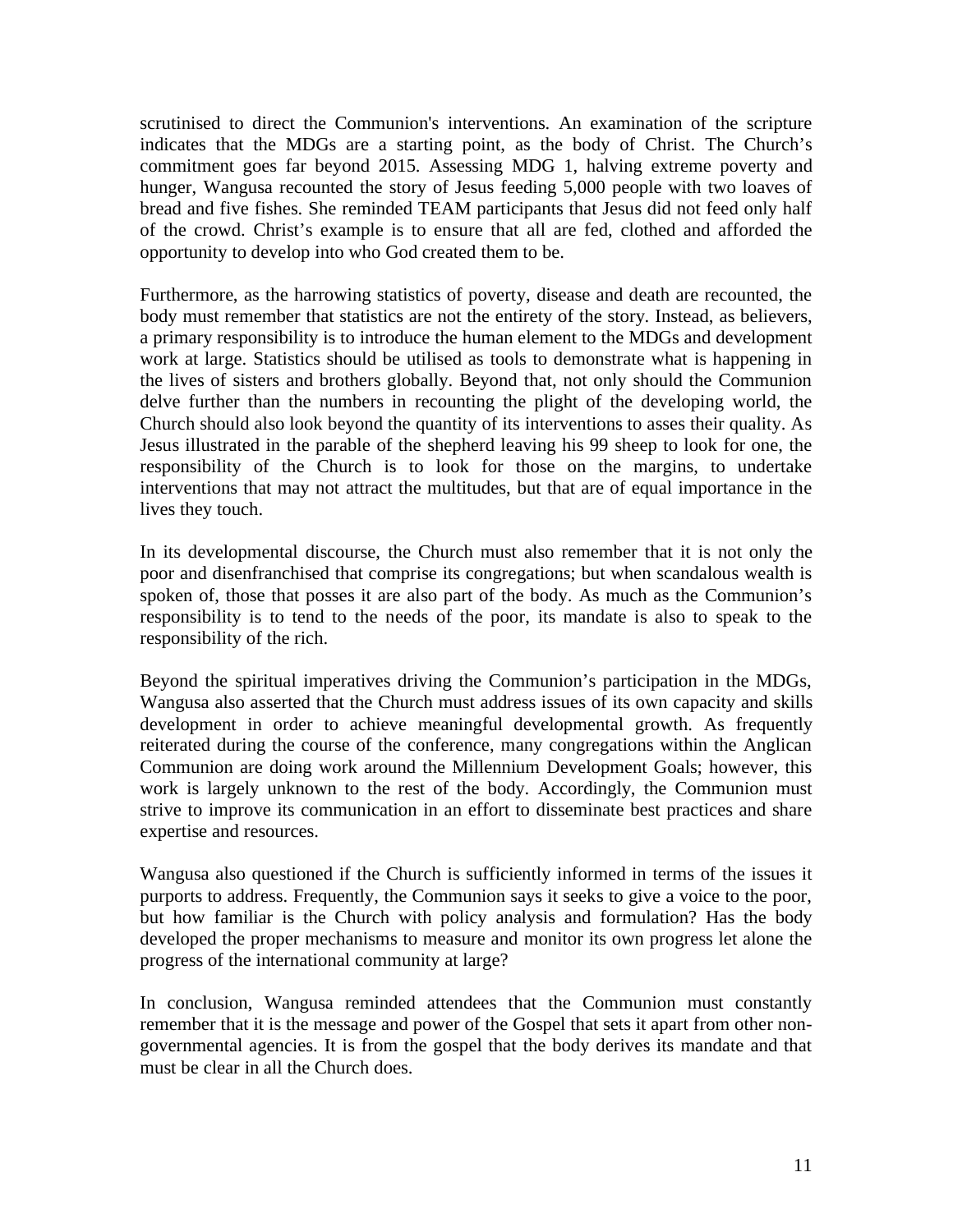scrutinised to direct the Communion's interventions. An examination of the scripture indicates that the MDGs are a starting point, as the body of Christ. The Church's commitment goes far beyond 2015. Assessing MDG 1, halving extreme poverty and hunger, Wangusa recounted the story of Jesus feeding 5,000 people with two loaves of bread and five fishes. She reminded TEAM participants that Jesus did not feed only half of the crowd. Christ's example is to ensure that all are fed, clothed and afforded the opportunity to develop into who God created them to be.

Furthermore, as the harrowing statistics of poverty, disease and death are recounted, the body must remember that statistics are not the entirety of the story. Instead, as believers, a primary responsibility is to introduce the human element to the MDGs and development work at large. Statistics should be utilised as tools to demonstrate what is happening in the lives of sisters and brothers globally. Beyond that, not only should the Communion delve further than the numbers in recounting the plight of the developing world, the Church should also look beyond the quantity of its interventions to asses their quality. As Jesus illustrated in the parable of the shepherd leaving his 99 sheep to look for one, the responsibility of the Church is to look for those on the margins, to undertake interventions that may not attract the multitudes, but that are of equal importance in the lives they touch.

In its developmental discourse, the Church must also remember that it is not only the poor and disenfranchised that comprise its congregations; but when scandalous wealth is spoken of, those that posses it are also part of the body. As much as the Communion's responsibility is to tend to the needs of the poor, its mandate is also to speak to the responsibility of the rich.

Beyond the spiritual imperatives driving the Communion's participation in the MDGs, Wangusa also asserted that the Church must address issues of its own capacity and skills development in order to achieve meaningful developmental growth. As frequently reiterated during the course of the conference, many congregations within the Anglican Communion are doing work around the Millennium Development Goals; however, this work is largely unknown to the rest of the body. Accordingly, the Communion must strive to improve its communication in an effort to disseminate best practices and share expertise and resources.

Wangusa also questioned if the Church is sufficiently informed in terms of the issues it purports to address. Frequently, the Communion says it seeks to give a voice to the poor, but how familiar is the Church with policy analysis and formulation? Has the body developed the proper mechanisms to measure and monitor its own progress let alone the progress of the international community at large?

In conclusion, Wangusa reminded attendees that the Communion must constantly remember that it is the message and power of the Gospel that sets it apart from other non-governmental agencies. It is from the gospel that the body derives its mandate and that must be clear in all the Church does.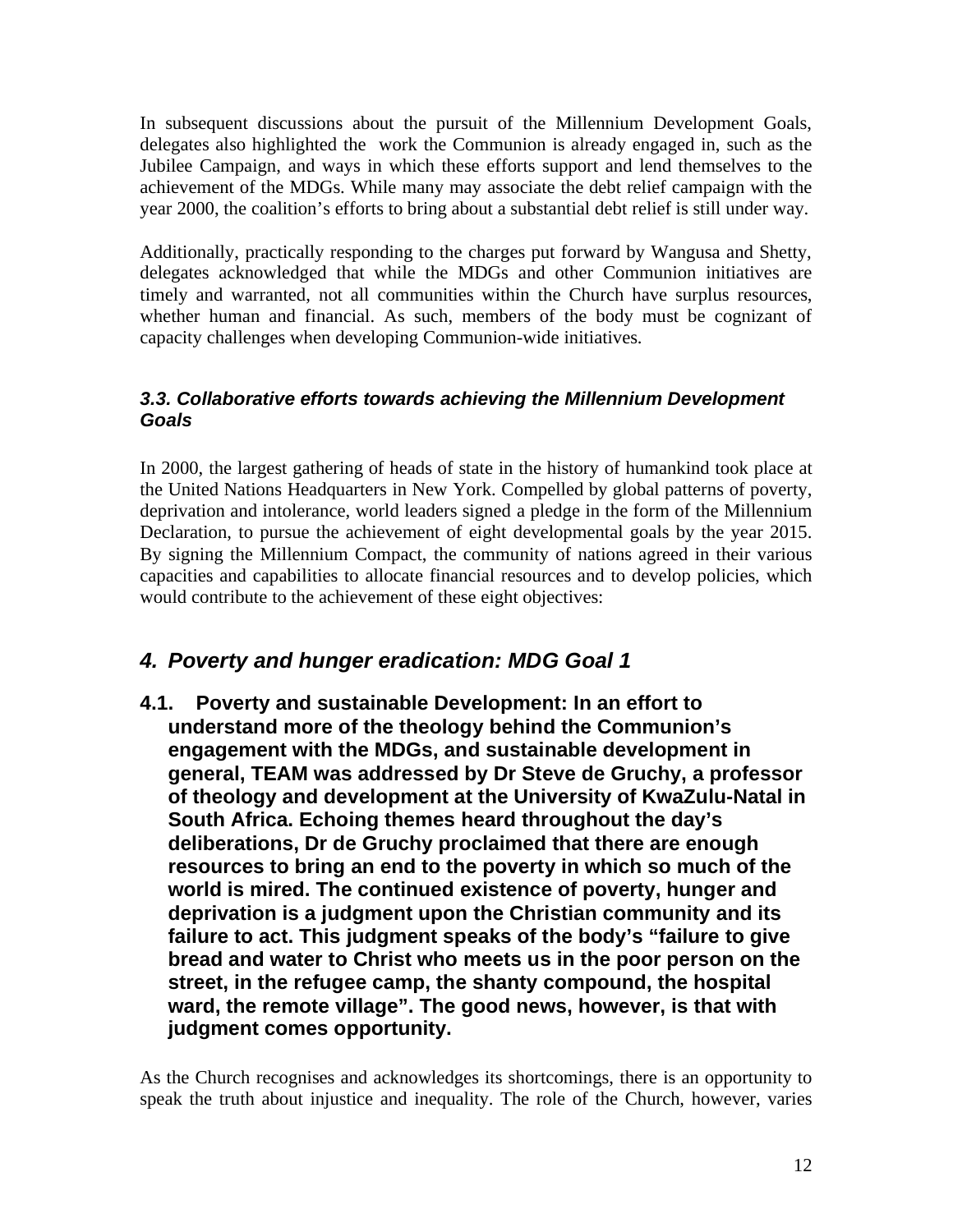In subsequent discussions about the pursuit of the Millennium Development Goals, delegates also highlighted the work the Communion is already engaged in, such as the Jubilee Campaign, and ways in which these efforts support and lend themselves to the achievement of the MDGs. While many may associate the debt relief campaign with the year 2000, the coalition's efforts to bring about a substantial debt relief is still under way.

Additionally, practically responding to the charges put forward by Wangusa and Shetty, delegates acknowledged that while the MDGs and other Communion initiatives are timely and warranted, not all communities within the Church have surplus resources, whether human and financial. As such, members of the body must be cognizant of capacity challenges when developing Communion-wide initiatives.

### *3.3. Collaborative efforts towards achieving the Millennium Development Goals*

In 2000, the largest gathering of heads of state in the history of humankind took place at the United Nations Headquarters in New York. Compelled by global patterns of poverty, deprivation and intolerance, world leaders signed a pledge in the form of the Millennium Declaration, to pursue the achievement of eight developmental goals by the year 2015. By signing the Millennium Compact, the community of nations agreed in their various capacities and capabilities to allocate financial resources and to develop policies, which would contribute to the achievement of these eight objectives:

## *4. Poverty and hunger eradication: MDG Goal 1*

**4.1. Poverty and sustainable Development: In an effort to understand more of the theology behind the Communion's engagement with the MDGs, and sustainable development in general, TEAM was addressed by Dr Steve de Gruchy, a professor of theology and development at the University of KwaZulu-Natal in South Africa. Echoing themes heard throughout the day's deliberations, Dr de Gruchy proclaimed that there are enough resources to bring an end to the poverty in which so much of the world is mired. The continued existence of poverty, hunger and deprivation is a judgment upon the Christian community and its failure to act. This judgment speaks of the body's "failure to give bread and water to Christ who meets us in the poor person on the street, in the refugee camp, the shanty compound, the hospital ward, the remote village". The good news, however, is that with judgment comes opportunity.**

As the Church recognises and acknowledges its shortcomings, there is an opportunity to speak the truth about injustice and inequality. The role of the Church, however, varies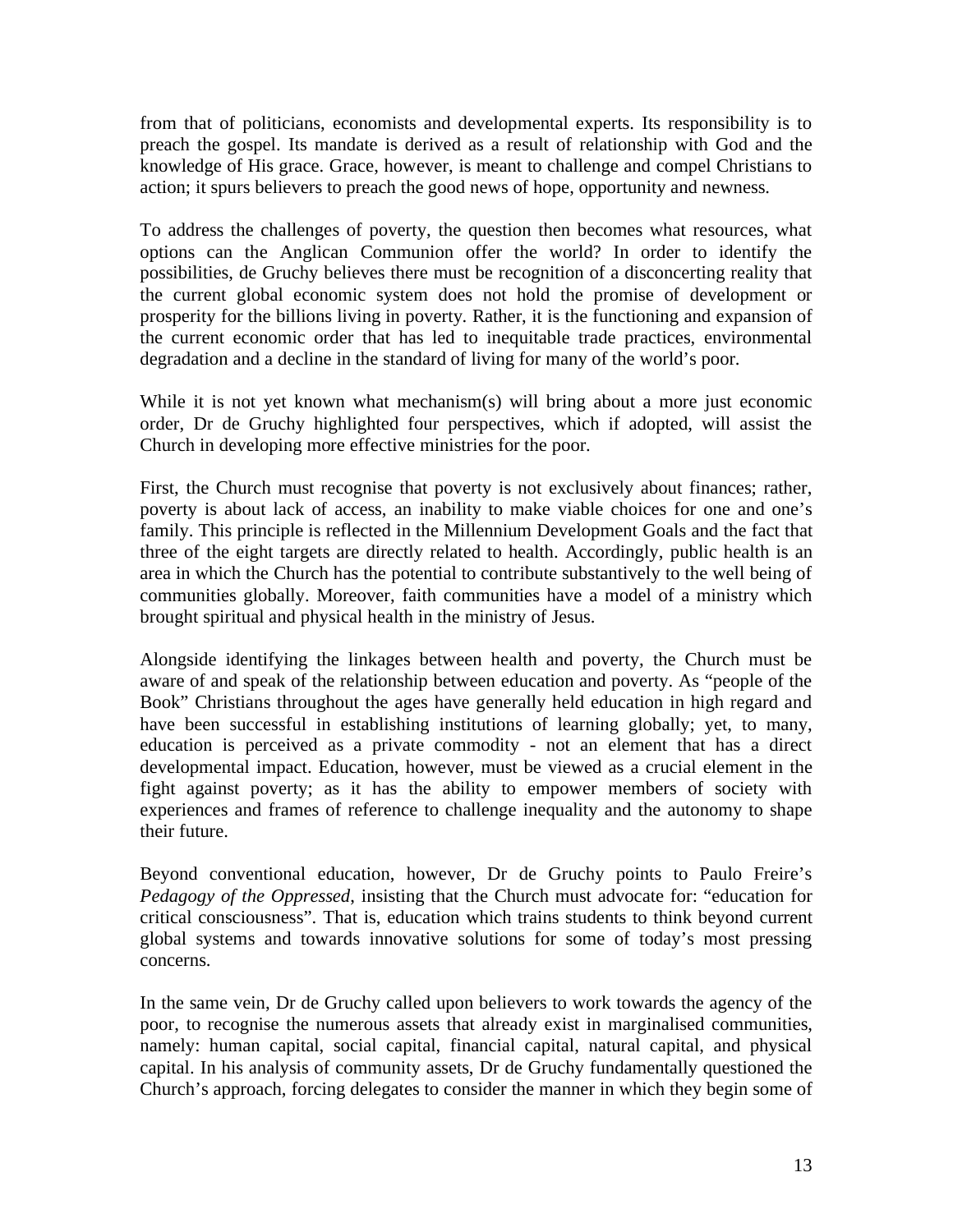from that of politicians, economists and developmental experts. Its responsibility is to preach the gospel. Its mandate is derived as a result of relationship with God and the knowledge of His grace. Grace, however, is meant to challenge and compel Christians to action; it spurs believers to preach the good news of hope, opportunity and newness.

To address the challenges of poverty, the question then becomes what resources, what options can the Anglican Communion offer the world? In order to identify the possibilities, de Gruchy believes there must be recognition of a disconcerting reality that the current global economic system does not hold the promise of development or prosperity for the billions living in poverty. Rather, it is the functioning and expansion of the current economic order that has led to inequitable trade practices, environmental degradation and a decline in the standard of living for many of the world's poor.

While it is not yet known what mechanism(s) will bring about a more just economic order, Dr de Gruchy highlighted four perspectives, which if adopted, will assist the Church in developing more effective ministries for the poor.

First, the Church must recognise that poverty is not exclusively about finances; rather, poverty is about lack of access, an inability to make viable choices for one and one's family. This principle is reflected in the Millennium Development Goals and the fact that three of the eight targets are directly related to health. Accordingly, public health is an area in which the Church has the potential to contribute substantively to the well being of communities globally. Moreover, faith communities have a model of a ministry which brought spiritual and physical health in the ministry of Jesus.

Alongside identifying the linkages between health and poverty, the Church must be aware of and speak of the relationship between education and poverty. As "people of the Book" Christians throughout the ages have generally held education in high regard and have been successful in establishing institutions of learning globally; yet, to many, education is perceived as a private commodity - not an element that has a direct developmental impact. Education, however, must be viewed as a crucial element in the fight against poverty; as it has the ability to empower members of society with experiences and frames of reference to challenge inequality and the autonomy to shape their future.

Beyond conventional education, however, Dr de Gruchy points to Paulo Freire's *Pedagogy of the Oppressed*, insisting that the Church must advocate for: "education for critical consciousness". That is, education which trains students to think beyond current global systems and towards innovative solutions for some of today's most pressing concerns.

In the same vein, Dr de Gruchy called upon believers to work towards the agency of the poor, to recognise the numerous assets that already exist in marginalised communities, namely: human capital, social capital, financial capital, natural capital, and physical capital. In his analysis of community assets, Dr de Gruchy fundamentally questioned the Church's approach, forcing delegates to consider the manner in which they begin some of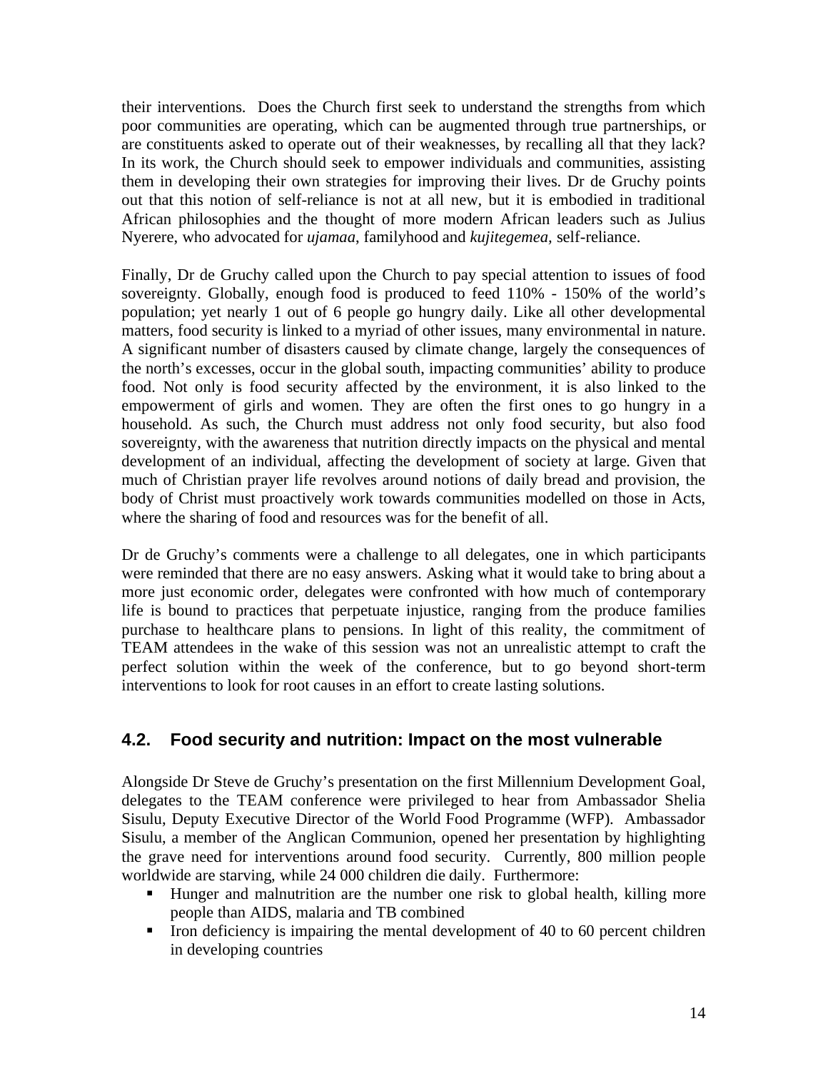their interventions. Does the Church first seek to understand the strengths from which poor communities are operating, which can be augmented through true partnerships, or are constituents asked to operate out of their weaknesses, by recalling all that they lack? In its work, the Church should seek to empower individuals and communities, assisting them in developing their own strategies for improving their lives. Dr de Gruchy points out that this notion of self-reliance is not at all new, but it is embodied in traditional African philosophies and the thought of more modern African leaders such as Julius Nyerere, who advocated for *ujamaa*, familyhood and *kujitegemea*, self-reliance.

Finally, Dr de Gruchy called upon the Church to pay special attention to issues of food sovereignty. Globally, enough food is produced to feed 110% - 150% of the world's population; yet nearly 1 out of 6 people go hungry daily. Like all other developmental matters, food security is linked to a myriad of other issues, many environmental in nature. A significant number of disasters caused by climate change, largely the consequences of the north's excesses, occur in the global south, impacting communities' ability to produce food. Not only is food security affected by the environment, it is also linked to the empowerment of girls and women. They are often the first ones to go hungry in a household. As such, the Church must address not only food security, but also food sovereignty, with the awareness that nutrition directly impacts on the physical and mental development of an individual, affecting the development of society at large. Given that much of Christian prayer life revolves around notions of daily bread and provision, the body of Christ must proactively work towards communities modelled on those in Acts, where the sharing of food and resources was for the benefit of all.

Dr de Gruchy's comments were a challenge to all delegates, one in which participants were reminded that there are no easy answers. Asking what it would take to bring about a more just economic order, delegates were confronted with how much of contemporary life is bound to practices that perpetuate injustice, ranging from the produce families purchase to healthcare plans to pensions. In light of this reality, the commitment of TEAM attendees in the wake of this session was not an unrealistic attempt to craft the perfect solution within the week of the conference, but to go beyond short-term interventions to look for root causes in an effort to create lasting solutions.

## 4.2. Food security and nutrition: Impact on the most vulnerable

Alongside Dr Steve de Gruchy's presentation on the first Millennium Development Goal, delegates to the TEAM conference were privileged to hear from Ambassador Shelia Sisulu, Deputy Executive Director of the World Food Programme (WFP). Ambassador Sisulu, a member of the Anglican Communion, opened her presentation by highlighting the grave need for interventions around food security. Currently, 800 million people worldwide are starving, while 24 000 children die daily. Furthermore:

- Hunger and malnutrition are the number one risk to global health, killing more people than AIDS, malaria and TB combined
- Iron deficiency is impairing the mental development of 40 to 60 percent children in developing countries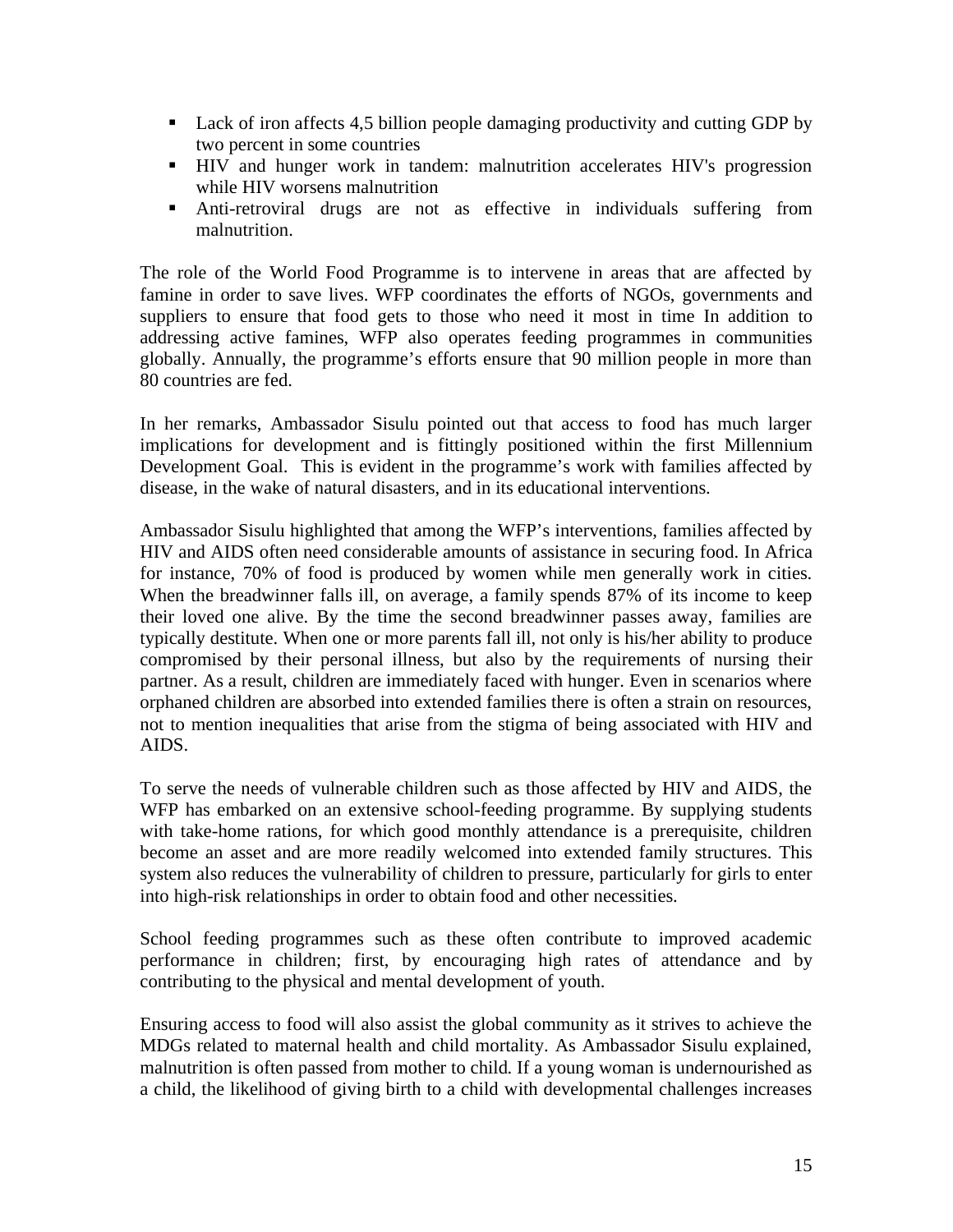- Lack of iron affects 4,5 billion people damaging productivity and cutting GDP by two percent in some countries
- HIV and hunger work in tandem: malnutrition accelerates HIV's progression while HIV worsens malnutrition
- Anti-retroviral drugs are not as effective in individuals suffering from malnutrition.

The role of the World Food Programme is to intervene in areas that are affected by famine in order to save lives. WFP coordinates the efforts of NGOs, governments and suppliers to ensure that food gets to those who need it most in time In addition to addressing active famines, WFP also operates feeding programmes in communities globally. Annually, the programme's efforts ensure that 90 million people in more than 80 countries are fed.

In her remarks, Ambassador Sisulu pointed out that access to food has much larger implications for development and is fittingly positioned within the first Millennium Development Goal. This is evident in the programme's work with families affected by disease, in the wake of natural disasters, and in its educational interventions.

Ambassador Sisulu highlighted that among the WFP's interventions, families affected by HIV and AIDS often need considerable amounts of assistance in securing food. In Africa for instance, 70% of food is produced by women while men generally work in cities. When the breadwinner falls ill, on average, a family spends 87% of its income to keep their loved one alive. By the time the second breadwinner passes away, families are typically destitute. When one or more parents fall ill, not only is his/her ability to produce compromised by their personal illness, but also by the requirements of nursing their partner. As a result, children are immediately faced with hunger. Even in scenarios where orphaned children are absorbed into extended families there is often a strain on resources, not to mention inequalities that arise from the stigma of being associated with HIV and AIDS.

To serve the needs of vulnerable children such as those affected by HIV and AIDS, the WFP has embarked on an extensive school-feeding programme. By supplying students with take-home rations, for which good monthly attendance is a prerequisite, children become an asset and are more readily welcomed into extended family structures. This system also reduces the vulnerability of children to pressure, particularly for girls to enter into high-risk relationships in order to obtain food and other necessities.

School feeding programmes such as these often contribute to improved academic performance in children; first, by encouraging high rates of attendance and by contributing to the physical and mental development of youth.

Ensuring access to food will also assist the global community as it strives to achieve the MDGs related to maternal health and child mortality. As Ambassador Sisulu explained, malnutrition is often passed from mother to child. If a young woman is undernourished as a child, the likelihood of giving birth to a child with developmental challenges increases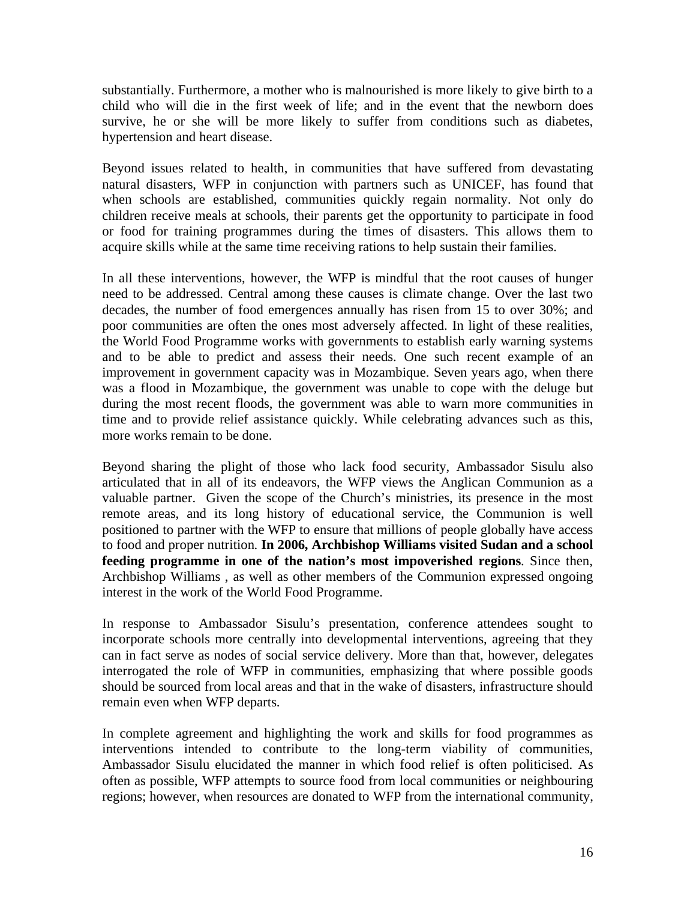substantially. Furthermore, a mother who is malnourished is more likely to give birth to a child who will die in the first week of life; and in the event that the newborn does survive, he or she will be more likely to suffer from conditions such as diabetes, hypertension and heart disease.

Beyond issues related to health, in communities that have suffered from devastating natural disasters, WFP in conjunction with partners such as UNICEF, has found that when schools are established, communities quickly regain normality. Not only do children receive meals at schools, their parents get the opportunity to participate in food or food for training programmes during the times of disasters. This allows them to acquire skills while at the same time receiving rations to help sustain their families.

In all these interventions, however, the WFP is mindful that the root causes of hunger need to be addressed. Central among these causes is climate change. Over the last two decades, the number of food emergences annually has risen from 15 to over 30%; and poor communities are often the ones most adversely affected. In light of these realities, the World Food Programme works with governments to establish early warning systems and to be able to predict and assess their needs. One such recent example of an improvement in government capacity was in Mozambique. Seven years ago, when there was a flood in Mozambique, the government was unable to cope with the deluge but during the most recent floods, the government was able to warn more communities in time and to provide relief assistance quickly. While celebrating advances such as this, more works remain to be done.

Beyond sharing the plight of those who lack food security, Ambassador Sisulu also articulated that in all of its endeavors, the WFP views the Anglican Communion as a valuable partner. Given the scope of the Church's ministries, its presence in the most remote areas, and its long history of educational service, the Communion is well positioned to partner with the WFP to ensure that millions of people globally have access to food and proper nutrition. **In 2006, Archbishop Williams visited Sudan and a school feeding programme in one of the nation's most impoverished regions**. Since then, Archbishop Williams , as well as other members of the Communion expressed ongoing interest in the work of the World Food Programme.

In response to Ambassador Sisulu's presentation, conference attendees sought to incorporate schools more centrally into developmental interventions, agreeing that they can in fact serve as nodes of social service delivery. More than that, however, delegates interrogated the role of WFP in communities, emphasizing that where possible goods should be sourced from local areas and that in the wake of disasters, infrastructure should remain even when WFP departs.

In complete agreement and highlighting the work and skills for food programmes as interventions intended to contribute to the long-term viability of communities, Ambassador Sisulu elucidated the manner in which food relief is often politicised. As often as possible, WFP attempts to source food from local communities or neighbouring regions; however, when resources are donated to WFP from the international community,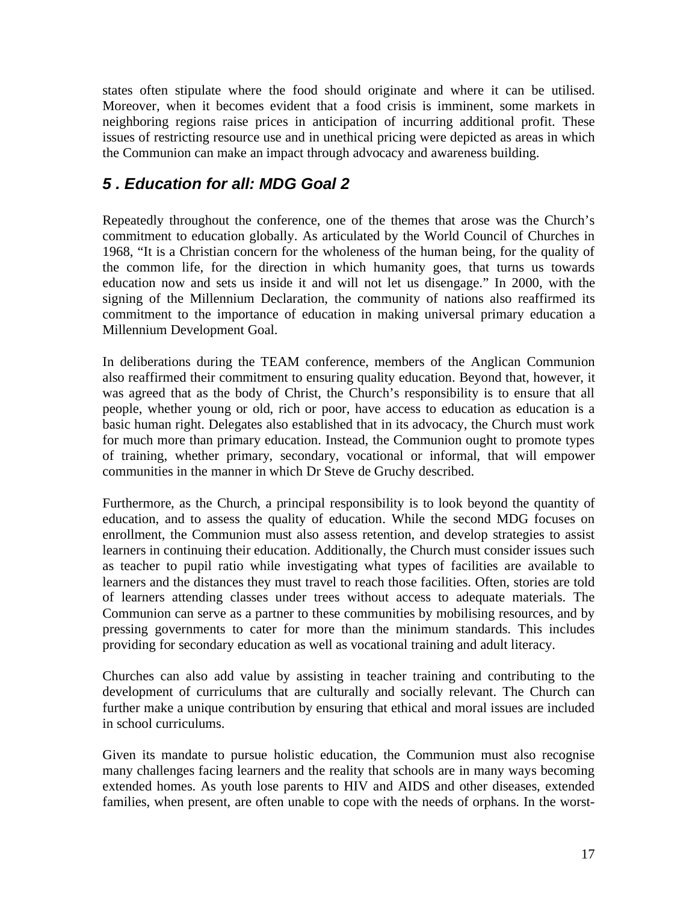states often stipulate where the food should originate and where it can be utilised. Moreover, when it becomes evident that a food crisis is imminent, some markets in neighboring regions raise prices in anticipation of incurring additional profit. These issues of restricting resource use and in unethical pricing were depicted as areas in which the Communion can make an impact through advocacy and awareness building.

## *5 . Education for all: MDG Goal 2*

Repeatedly throughout the conference, one of the themes that arose was the Church's commitment to education globally. As articulated by the World Council of Churches in 1968, "It is a Christian concern for the wholeness of the human being, for the quality of the common life, for the direction in which humanity goes, that turns us towards education now and sets us inside it and will not let us disengage." In 2000, with the signing of the Millennium Declaration, the community of nations also reaffirmed its commitment to the importance of education in making universal primary education a Millennium Development Goal.

In deliberations during the TEAM conference, members of the Anglican Communion also reaffirmed their commitment to ensuring quality education. Beyond that, however, it was agreed that as the body of Christ, the Church's responsibility is to ensure that all people, whether young or old, rich or poor, have access to education as education is a basic human right. Delegates also established that in its advocacy, the Church must work for much more than primary education. Instead, the Communion ought to promote types of training, whether primary, secondary, vocational or informal, that will empower communities in the manner in which Dr Steve de Gruchy described.

Furthermore, as the Church, a principal responsibility is to look beyond the quantity of education, and to assess the quality of education. While the second MDG focuses on enrollment, the Communion must also assess retention, and develop strategies to assist learners in continuing their education. Additionally, the Church must consider issues such as teacher to pupil ratio while investigating what types of facilities are available to learners and the distances they must travel to reach those facilities. Often, stories are told of learners attending classes under trees without access to adequate materials. The Communion can serve as a partner to these communities by mobilising resources, and by pressing governments to cater for more than the minimum standards. This includes providing for secondary education as well as vocational training and adult literacy.

Churches can also add value by assisting in teacher training and contributing to the development of curriculums that are culturally and socially relevant. The Church can further make a unique contribution by ensuring that ethical and moral issues are included in school curriculums.

Given its mandate to pursue holistic education, the Communion must also recognise many challenges facing learners and the reality that schools are in many ways becoming extended homes. As youth lose parents to HIV and AIDS and other diseases, extended families, when present, are often unable to cope with the needs of orphans. In the worst-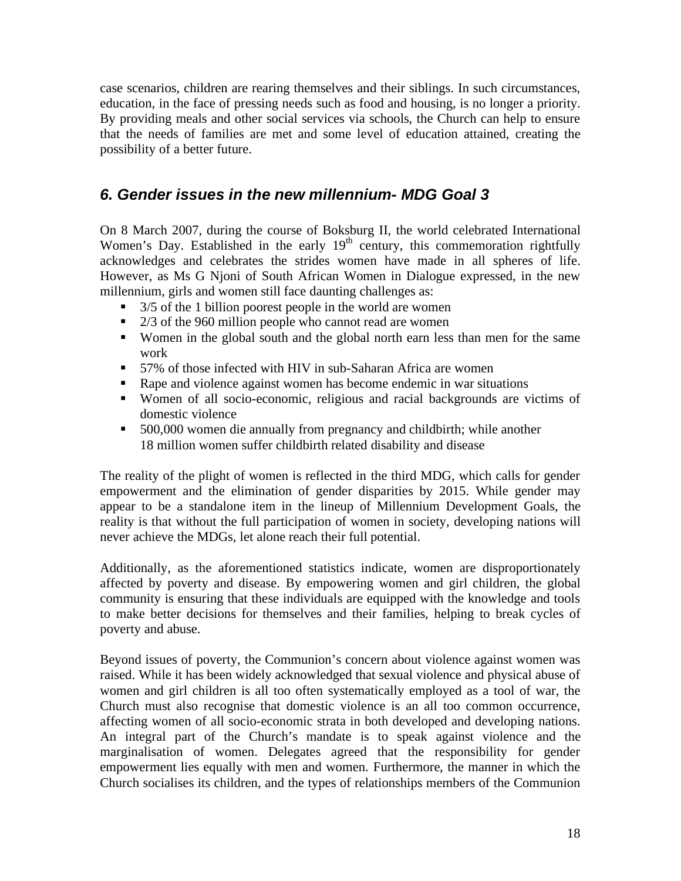case scenarios, children are rearing themselves and their siblings. In such circumstances, education, in the face of pressing needs such as food and housing, is no longer a priority. By providing meals and other social services via schools, the Church can help to ensure that the needs of families are met and some level of education attained, creating the possibility of a better future.

## 6. Gender issues in the new millennium- MDG Goal 3

On 8 March 2007, during the course of Boksburg II, the world celebrated International Women's Day. Established in the early 19th century, this commemoration rightfully acknowledges and celebrates the strides women have made in all spheres of life. However, as Ms G Njoni of South African Women in Dialogue expressed, in the new millennium, girls and women still face daunting challenges as:

- 3/5 of the 1 billion poorest people in the world are women
- 2/3 of the 960 million people who cannot read are women
- Women in the global south and the global north earn less than men for the same work
- 57% of those infected with HIV in sub-Saharan Africa are women
- Rape and violence against women has become endemic in war situations
- Women of all socio-economic, religious and racial backgrounds are victims of domestic violence
- 500,000 women die annually from pregnancy and childbirth; while another 18 million women suffer childbirth related disability and disease

The reality of the plight of women is reflected in the third MDG, which calls for gender empowerment and the elimination of gender disparities by 2015. While gender may appear to be a standalone item in the lineup of Millennium Development Goals, the reality is that without the full participation of women in society, developing nations will never achieve the MDGs, let alone reach their full potential.

Additionally, as the aforementioned statistics indicate, women are disproportionately affected by poverty and disease. By empowering women and girl children, the global community is ensuring that these individuals are equipped with the knowledge and tools to make better decisions for themselves and their families, helping to break cycles of poverty and abuse.

Beyond issues of poverty, the Communion's concern about violence against women was raised. While it has been widely acknowledged that sexual violence and physical abuse of women and girl children is all too often systematically employed as a tool of war, the Church must also recognise that domestic violence is an all too common occurrence, affecting women of all socio-economic strata in both developed and developing nations. An integral part of the Church's mandate is to speak against violence and the marginalisation of women. Delegates agreed that the responsibility for gender empowerment lies equally with men and women. Furthermore, the manner in which the Church socialises its children, and the types of relationships members of the Communion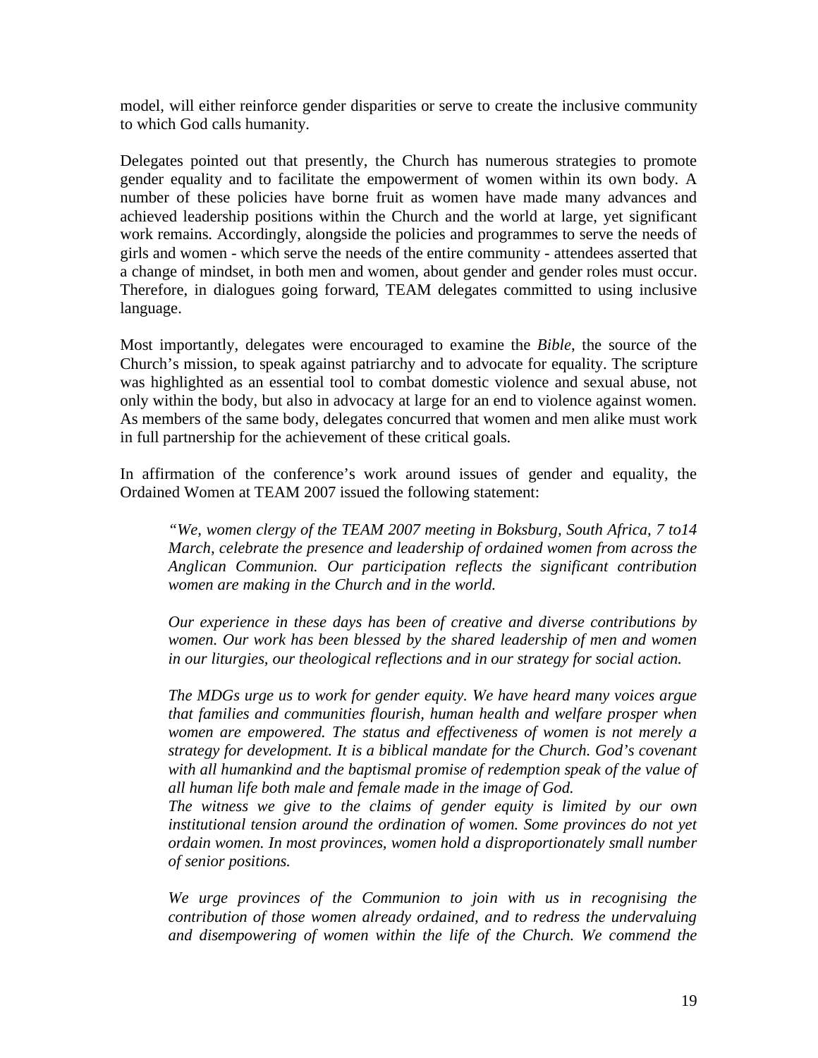model, will either reinforce gender disparities or serve to create the inclusive community to which God calls humanity.

Delegates pointed out that presently, the Church has numerous strategies to promote gender equality and to facilitate the empowerment of women within its own body. A number of these policies have borne fruit as women have made many advances and achieved leadership positions within the Church and the world at large, yet significant work remains. Accordingly, alongside the policies and programmes to serve the needs of girls and women - which serve the needs of the entire community - attendees asserted that a change of mindset, in both men and women, about gender and gender roles must occur. Therefore, in dialogues going forward, TEAM delegates committed to using inclusive language.

Most importantly, delegates were encouraged to examine the *Bible*, the source of the Church's mission, to speak against patriarchy and to advocate for equality. The scripture was highlighted as an essential tool to combat domestic violence and sexual abuse, not only within the body, but also in advocacy at large for an end to violence against women. As members of the same body, delegates concurred that women and men alike must work in full partnership for the achievement of these critical goals.

In affirmation of the conference's work around issues of gender and equality, the Ordained Women at TEAM 2007 issued the following statement:

> *"We, women clergy of the TEAM 2007 meeting in Boksburg, South Africa, 7 to14 March, celebrate the presence and leadership of ordained women from across the Anglican Communion. Our participation reflects the significant contribution women are making in the Church and in the world.*
>
> *Our experience in these days has been of creative and diverse contributions by women. Our work has been blessed by the shared leadership of men and women in our liturgies, our theological reflections and in our strategy for social action.*
>
> *The MDGs urge us to work for gender equity. We have heard many voices argue that families and communities flourish, human health and welfare prosper when women are empowered. The status and effectiveness of women is not merely a strategy for development. It is a biblical mandate for the Church. God's covenant with all humankind and the baptismal promise of redemption speak of the value of all human life both male and female made in the image of God.*
>
> *The witness we give to the claims of gender equity is limited by our own institutional tension around the ordination of women. Some provinces do not yet ordain women. In most provinces, women hold a disproportionately small number of senior positions.*
>
> *We urge provinces of the Communion to join with us in recognising the contribution of those women already ordained, and to redress the undervaluing and disempowering of women within the life of the Church. We commend the*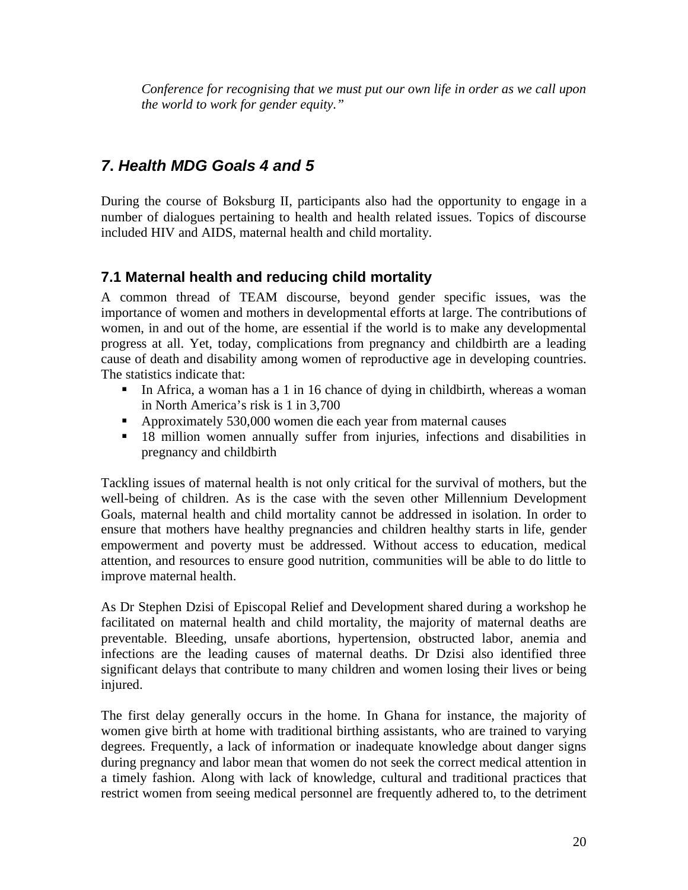*Conference for recognising that we must put our own life in order as we call upon the world to work for gender equity."*

## *7. Health MDG Goals 4 and 5*

During the course of Boksburg II, participants also had the opportunity to engage in a number of dialogues pertaining to health and health related issues. Topics of discourse included HIV and AIDS, maternal health and child mortality.

### 7.1 Maternal health and reducing child mortality

A common thread of TEAM discourse, beyond gender specific issues, was the importance of women and mothers in developmental efforts at large. The contributions of women, in and out of the home, are essential if the world is to make any developmental progress at all. Yet, today, complications from pregnancy and childbirth are a leading cause of death and disability among women of reproductive age in developing countries. The statistics indicate that:

- In Africa, a woman has a 1 in 16 chance of dying in childbirth, whereas a woman in North America's risk is 1 in 3,700
- Approximately 530,000 women die each year from maternal causes
- 18 million women annually suffer from injuries, infections and disabilities in pregnancy and childbirth

Tackling issues of maternal health is not only critical for the survival of mothers, but the well-being of children. As is the case with the seven other Millennium Development Goals, maternal health and child mortality cannot be addressed in isolation. In order to ensure that mothers have healthy pregnancies and children healthy starts in life, gender empowerment and poverty must be addressed. Without access to education, medical attention, and resources to ensure good nutrition, communities will be able to do little to improve maternal health.

As Dr Stephen Dzisi of Episcopal Relief and Development shared during a workshop he facilitated on maternal health and child mortality, the majority of maternal deaths are preventable. Bleeding, unsafe abortions, hypertension, obstructed labor, anemia and infections are the leading causes of maternal deaths. Dr Dzisi also identified three significant delays that contribute to many children and women losing their lives or being injured.

The first delay generally occurs in the home. In Ghana for instance, the majority of women give birth at home with traditional birthing assistants, who are trained to varying degrees. Frequently, a lack of information or inadequate knowledge about danger signs during pregnancy and labor mean that women do not seek the correct medical attention in a timely fashion. Along with lack of knowledge, cultural and traditional practices that restrict women from seeing medical personnel are frequently adhered to, to the detriment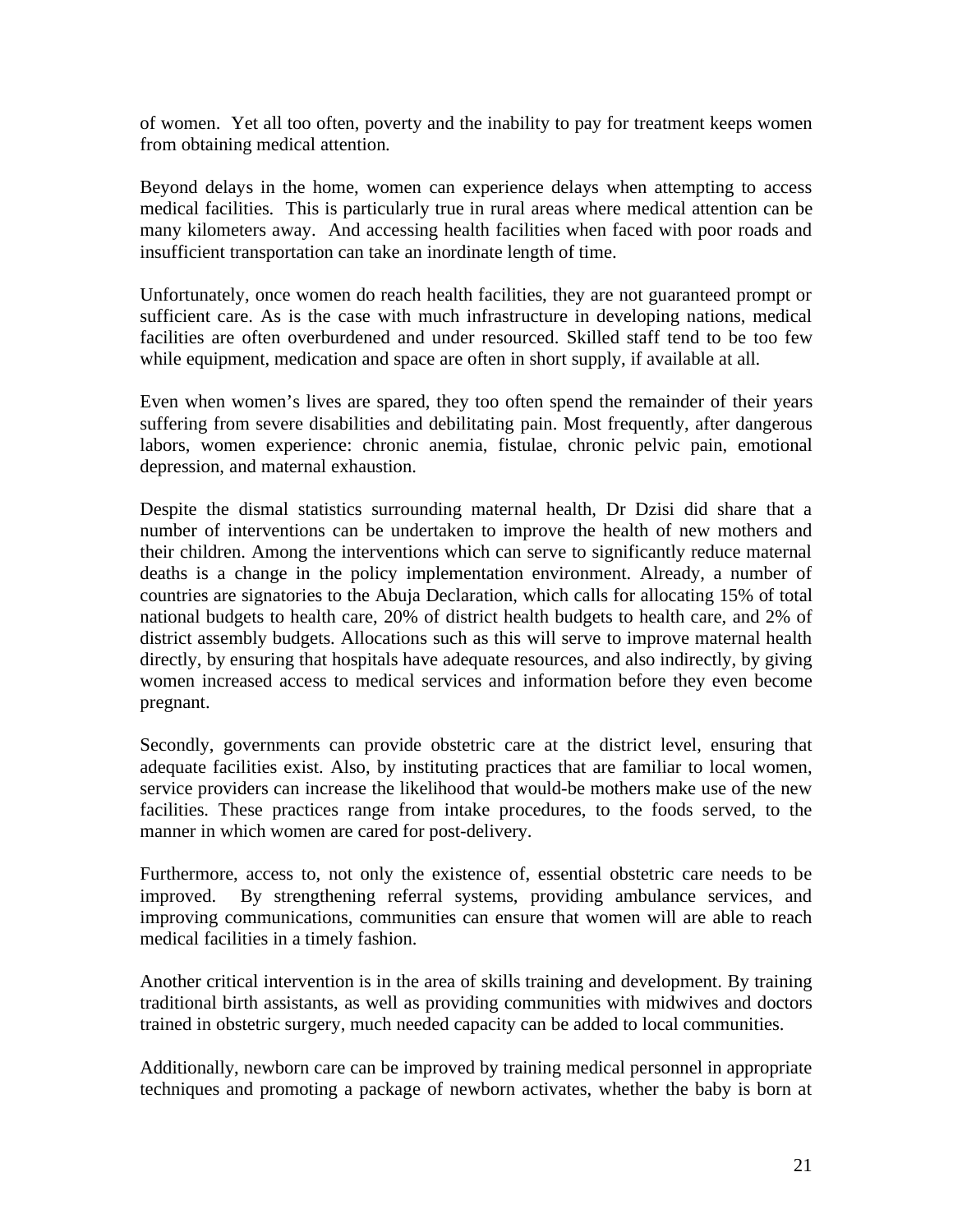of women. Yet all too often, poverty and the inability to pay for treatment keeps women from obtaining medical attention.

Beyond delays in the home, women can experience delays when attempting to access medical facilities. This is particularly true in rural areas where medical attention can be many kilometers away. And accessing health facilities when faced with poor roads and insufficient transportation can take an inordinate length of time.

Unfortunately, once women do reach health facilities, they are not guaranteed prompt or sufficient care. As is the case with much infrastructure in developing nations, medical facilities are often overburdened and under resourced. Skilled staff tend to be too few while equipment, medication and space are often in short supply, if available at all.

Even when women's lives are spared, they too often spend the remainder of their years suffering from severe disabilities and debilitating pain. Most frequently, after dangerous labors, women experience: chronic anemia, fistulae, chronic pelvic pain, emotional depression, and maternal exhaustion.

Despite the dismal statistics surrounding maternal health, Dr Dzisi did share that a number of interventions can be undertaken to improve the health of new mothers and their children. Among the interventions which can serve to significantly reduce maternal deaths is a change in the policy implementation environment. Already, a number of countries are signatories to the Abuja Declaration, which calls for allocating 15% of total national budgets to health care, 20% of district health budgets to health care, and 2% of district assembly budgets. Allocations such as this will serve to improve maternal health directly, by ensuring that hospitals have adequate resources, and also indirectly, by giving women increased access to medical services and information before they even become pregnant.

Secondly, governments can provide obstetric care at the district level, ensuring that adequate facilities exist. Also, by instituting practices that are familiar to local women, service providers can increase the likelihood that would-be mothers make use of the new facilities. These practices range from intake procedures, to the foods served, to the manner in which women are cared for post-delivery.

Furthermore, access to, not only the existence of, essential obstetric care needs to be improved. By strengthening referral systems, providing ambulance services, and improving communications, communities can ensure that women will are able to reach medical facilities in a timely fashion.

Another critical intervention is in the area of skills training and development. By training traditional birth assistants, as well as providing communities with midwives and doctors trained in obstetric surgery, much needed capacity can be added to local communities.

Additionally, newborn care can be improved by training medical personnel in appropriate techniques and promoting a package of newborn activates, whether the baby is born at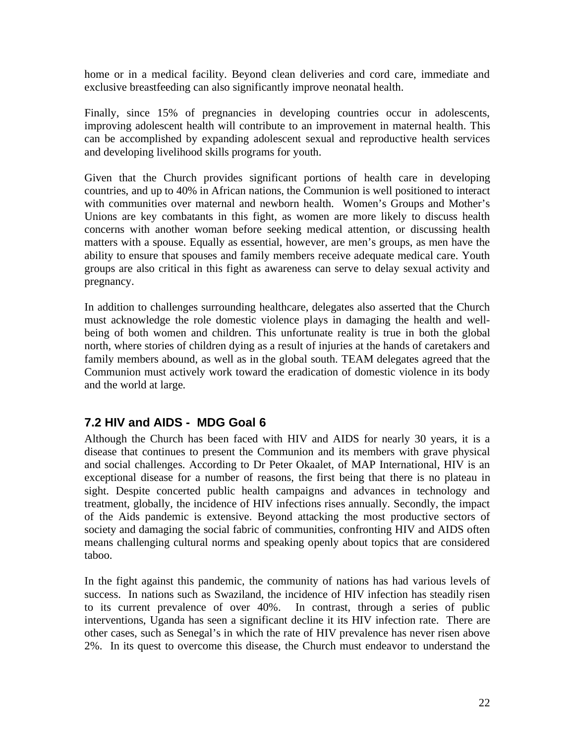home or in a medical facility. Beyond clean deliveries and cord care, immediate and exclusive breastfeeding can also significantly improve neonatal health.

Finally, since 15% of pregnancies in developing countries occur in adolescents, improving adolescent health will contribute to an improvement in maternal health. This can be accomplished by expanding adolescent sexual and reproductive health services and developing livelihood skills programs for youth.

Given that the Church provides significant portions of health care in developing countries, and up to 40% in African nations, the Communion is well positioned to interact with communities over maternal and newborn health. Women's Groups and Mother's Unions are key combatants in this fight, as women are more likely to discuss health concerns with another woman before seeking medical attention, or discussing health matters with a spouse. Equally as essential, however, are men's groups, as men have the ability to ensure that spouses and family members receive adequate medical care. Youth groups are also critical in this fight as awareness can serve to delay sexual activity and pregnancy.

In addition to challenges surrounding healthcare, delegates also asserted that the Church must acknowledge the role domestic violence plays in damaging the health and well-being of both women and children. This unfortunate reality is true in both the global north, where stories of children dying as a result of injuries at the hands of caretakers and family members abound, as well as in the global south. TEAM delegates agreed that the Communion must actively work toward the eradication of domestic violence in its body and the world at large.

## 7.2 HIV and AIDS - MDG Goal 6

Although the Church has been faced with HIV and AIDS for nearly 30 years, it is a disease that continues to present the Communion and its members with grave physical and social challenges. According to Dr Peter Okaalet, of MAP International, HIV is an exceptional disease for a number of reasons, the first being that there is no plateau in sight. Despite concerted public health campaigns and advances in technology and treatment, globally, the incidence of HIV infections rises annually. Secondly, the impact of the Aids pandemic is extensive. Beyond attacking the most productive sectors of society and damaging the social fabric of communities, confronting HIV and AIDS often means challenging cultural norms and speaking openly about topics that are considered taboo.

In the fight against this pandemic, the community of nations has had various levels of success. In nations such as Swaziland, the incidence of HIV infection has steadily risen to its current prevalence of over 40%. In contrast, through a series of public interventions, Uganda has seen a significant decline it its HIV infection rate. There are other cases, such as Senegal's in which the rate of HIV prevalence has never risen above 2%. In its quest to overcome this disease, the Church must endeavor to understand the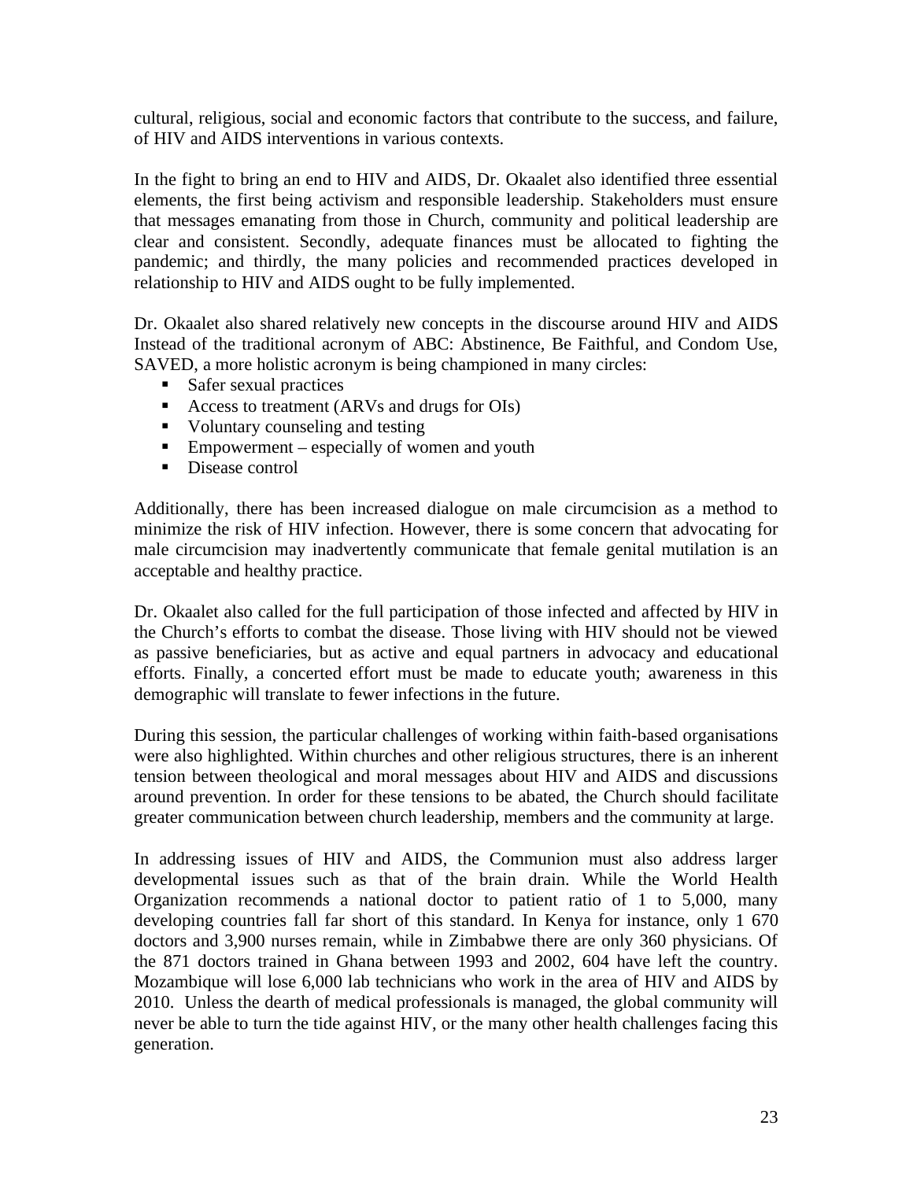cultural, religious, social and economic factors that contribute to the success, and failure, of HIV and AIDS interventions in various contexts.

In the fight to bring an end to HIV and AIDS, Dr. Okaalet also identified three essential elements, the first being activism and responsible leadership. Stakeholders must ensure that messages emanating from those in Church, community and political leadership are clear and consistent. Secondly, adequate finances must be allocated to fighting the pandemic; and thirdly, the many policies and recommended practices developed in relationship to HIV and AIDS ought to be fully implemented.

Dr. Okaalet also shared relatively new concepts in the discourse around HIV and AIDS Instead of the traditional acronym of ABC: Abstinence, Be Faithful, and Condom Use, SAVED, a more holistic acronym is being championed in many circles:

- Safer sexual practices
- Access to treatment (ARVs and drugs for OIs)
- Voluntary counseling and testing
- Empowerment – especially of women and youth
- Disease control

Additionally, there has been increased dialogue on male circumcision as a method to minimize the risk of HIV infection. However, there is some concern that advocating for male circumcision may inadvertently communicate that female genital mutilation is an acceptable and healthy practice.

Dr. Okaalet also called for the full participation of those infected and affected by HIV in the Church's efforts to combat the disease. Those living with HIV should not be viewed as passive beneficiaries, but as active and equal partners in advocacy and educational efforts. Finally, a concerted effort must be made to educate youth; awareness in this demographic will translate to fewer infections in the future.

During this session, the particular challenges of working within faith-based organisations were also highlighted. Within churches and other religious structures, there is an inherent tension between theological and moral messages about HIV and AIDS and discussions around prevention. In order for these tensions to be abated, the Church should facilitate greater communication between church leadership, members and the community at large.

In addressing issues of HIV and AIDS, the Communion must also address larger developmental issues such as that of the brain drain. While the World Health Organization recommends a national doctor to patient ratio of 1 to 5,000, many developing countries fall far short of this standard. In Kenya for instance, only 1 670 doctors and 3,900 nurses remain, while in Zimbabwe there are only 360 physicians. Of the 871 doctors trained in Ghana between 1993 and 2002, 604 have left the country. Mozambique will lose 6,000 lab technicians who work in the area of HIV and AIDS by 2010. Unless the dearth of medical professionals is managed, the global community will never be able to turn the tide against HIV, or the many other health challenges facing this generation.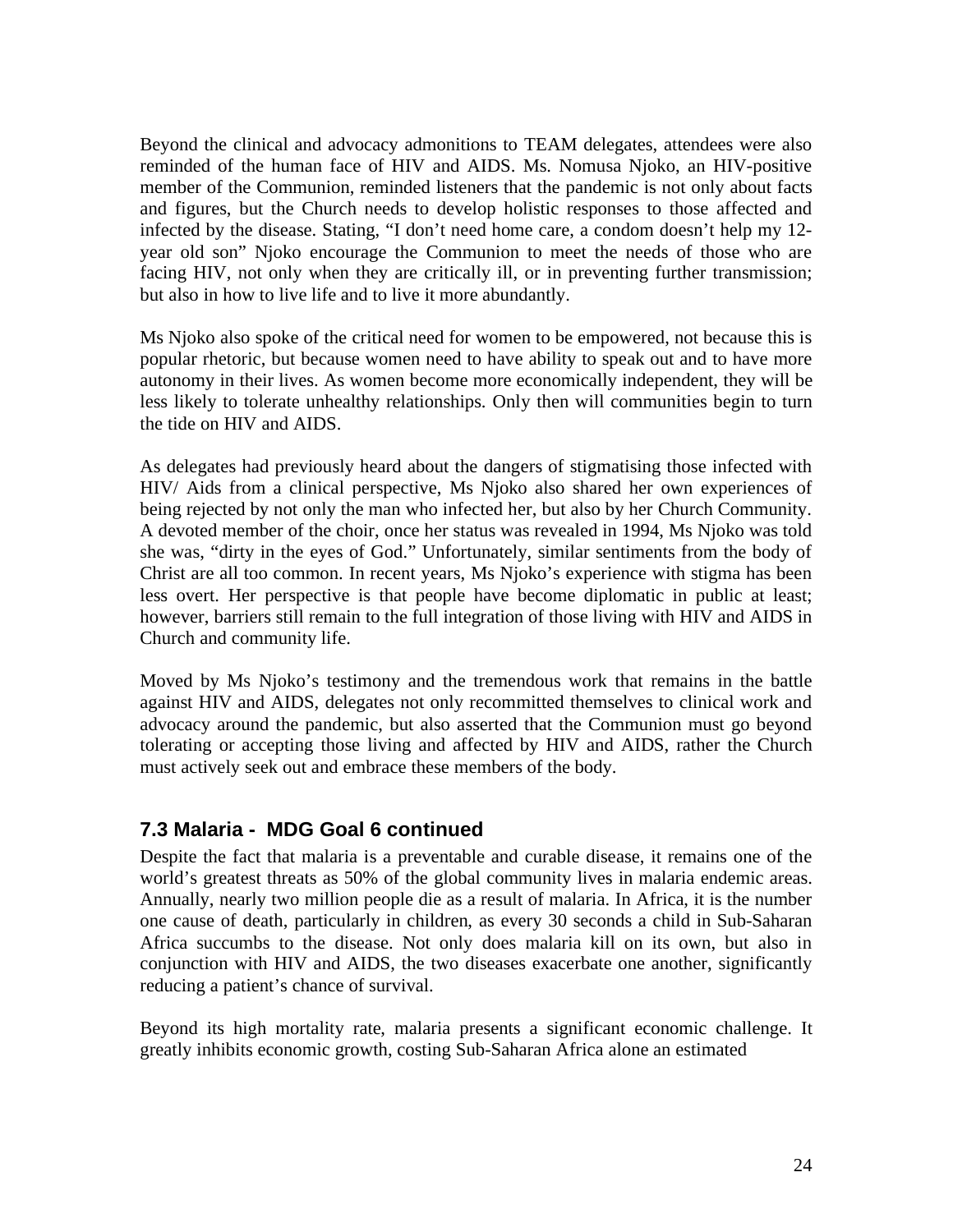Beyond the clinical and advocacy admonitions to TEAM delegates, attendees were also reminded of the human face of HIV and AIDS. Ms. Nomusa Njoko, an HIV-positive member of the Communion, reminded listeners that the pandemic is not only about facts and figures, but the Church needs to develop holistic responses to those affected and infected by the disease. Stating, "I don't need home care, a condom doesn't help my 12-year old son" Njoko encourage the Communion to meet the needs of those who are facing HIV, not only when they are critically ill, or in preventing further transmission; but also in how to live life and to live it more abundantly.

Ms Njoko also spoke of the critical need for women to be empowered, not because this is popular rhetoric, but because women need to have ability to speak out and to have more autonomy in their lives. As women become more economically independent, they will be less likely to tolerate unhealthy relationships. Only then will communities begin to turn the tide on HIV and AIDS.

As delegates had previously heard about the dangers of stigmatising those infected with HIV/ Aids from a clinical perspective, Ms Njoko also shared her own experiences of being rejected by not only the man who infected her, but also by her Church Community. A devoted member of the choir, once her status was revealed in 1994, Ms Njoko was told she was, "dirty in the eyes of God." Unfortunately, similar sentiments from the body of Christ are all too common. In recent years, Ms Njoko's experience with stigma has been less overt. Her perspective is that people have become diplomatic in public at least; however, barriers still remain to the full integration of those living with HIV and AIDS in Church and community life.

Moved by Ms Njoko's testimony and the tremendous work that remains in the battle against HIV and AIDS, delegates not only recommitted themselves to clinical work and advocacy around the pandemic, but also asserted that the Communion must go beyond tolerating or accepting those living and affected by HIV and AIDS, rather the Church must actively seek out and embrace these members of the body.

## 7.3 Malaria - MDG Goal 6 continued

Despite the fact that malaria is a preventable and curable disease, it remains one of the world's greatest threats as 50% of the global community lives in malaria endemic areas. Annually, nearly two million people die as a result of malaria. In Africa, it is the number one cause of death, particularly in children, as every 30 seconds a child in Sub-Saharan Africa succumbs to the disease. Not only does malaria kill on its own, but also in conjunction with HIV and AIDS, the two diseases exacerbate one another, significantly reducing a patient's chance of survival.

Beyond its high mortality rate, malaria presents a significant economic challenge. It greatly inhibits economic growth, costing Sub-Saharan Africa alone an estimated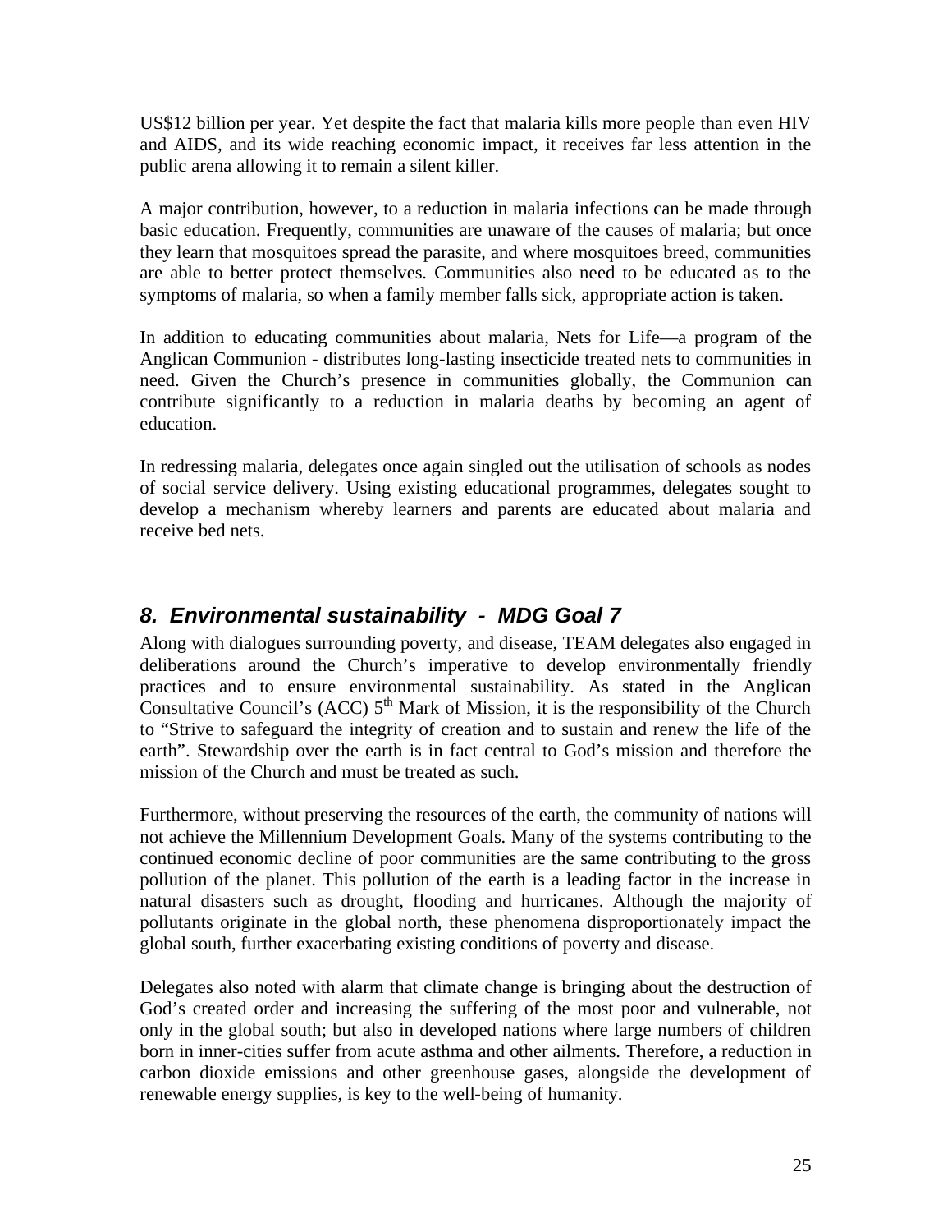US$12 billion per year. Yet despite the fact that malaria kills more people than even HIV and AIDS, and its wide reaching economic impact, it receives far less attention in the public arena allowing it to remain a silent killer.

A major contribution, however, to a reduction in malaria infections can be made through basic education. Frequently, communities are unaware of the causes of malaria; but once they learn that mosquitoes spread the parasite, and where mosquitoes breed, communities are able to better protect themselves. Communities also need to be educated as to the symptoms of malaria, so when a family member falls sick, appropriate action is taken.

In addition to educating communities about malaria, Nets for Life—a program of the Anglican Communion - distributes long-lasting insecticide treated nets to communities in need. Given the Church's presence in communities globally, the Communion can contribute significantly to a reduction in malaria deaths by becoming an agent of education.

In redressing malaria, delegates once again singled out the utilisation of schools as nodes of social service delivery. Using existing educational programmes, delegates sought to develop a mechanism whereby learners and parents are educated about malaria and receive bed nets.

## *8. Environmental sustainability - MDG Goal 7*

Along with dialogues surrounding poverty, and disease, TEAM delegates also engaged in deliberations around the Church's imperative to develop environmentally friendly practices and to ensure environmental sustainability. As stated in the Anglican Consultative Council's (ACC) 5th Mark of Mission, it is the responsibility of the Church to "Strive to safeguard the integrity of creation and to sustain and renew the life of the earth". Stewardship over the earth is in fact central to God's mission and therefore the mission of the Church and must be treated as such.

Furthermore, without preserving the resources of the earth, the community of nations will not achieve the Millennium Development Goals. Many of the systems contributing to the continued economic decline of poor communities are the same contributing to the gross pollution of the planet. This pollution of the earth is a leading factor in the increase in natural disasters such as drought, flooding and hurricanes. Although the majority of pollutants originate in the global north, these phenomena disproportionately impact the global south, further exacerbating existing conditions of poverty and disease.

Delegates also noted with alarm that climate change is bringing about the destruction of God's created order and increasing the suffering of the most poor and vulnerable, not only in the global south; but also in developed nations where large numbers of children born in inner-cities suffer from acute asthma and other ailments. Therefore, a reduction in carbon dioxide emissions and other greenhouse gases, alongside the development of renewable energy supplies, is key to the well-being of humanity.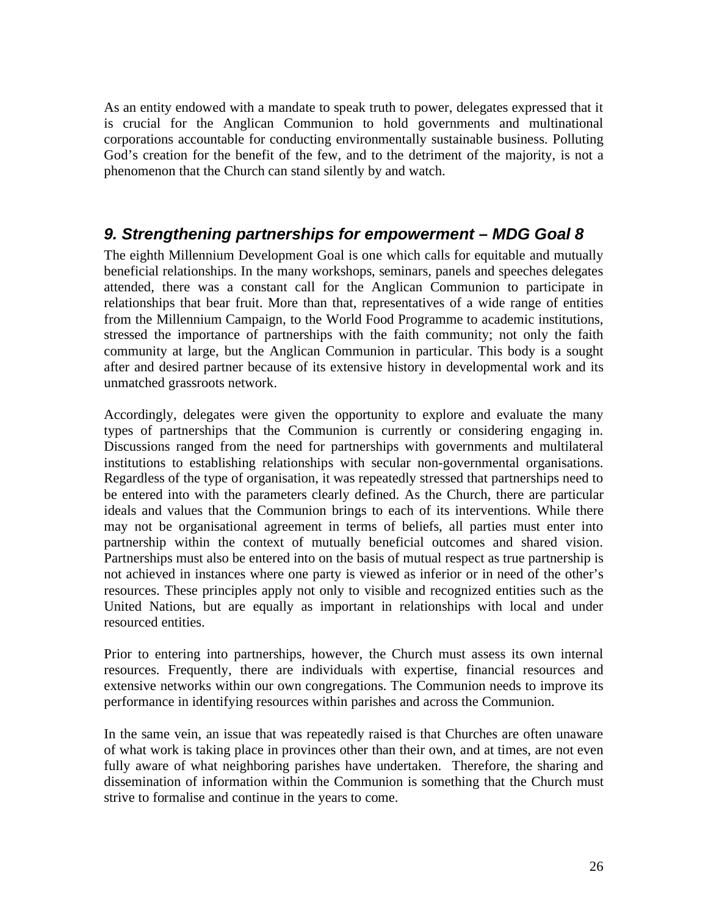As an entity endowed with a mandate to speak truth to power, delegates expressed that it is crucial for the Anglican Communion to hold governments and multinational corporations accountable for conducting environmentally sustainable business. Polluting God's creation for the benefit of the few, and to the detriment of the majority, is not a phenomenon that the Church can stand silently by and watch.

## *9. Strengthening partnerships for empowerment – MDG Goal 8*

The eighth Millennium Development Goal is one which calls for equitable and mutually beneficial relationships. In the many workshops, seminars, panels and speeches delegates attended, there was a constant call for the Anglican Communion to participate in relationships that bear fruit. More than that, representatives of a wide range of entities from the Millennium Campaign, to the World Food Programme to academic institutions, stressed the importance of partnerships with the faith community; not only the faith community at large, but the Anglican Communion in particular. This body is a sought after and desired partner because of its extensive history in developmental work and its unmatched grassroots network.

Accordingly, delegates were given the opportunity to explore and evaluate the many types of partnerships that the Communion is currently or considering engaging in. Discussions ranged from the need for partnerships with governments and multilateral institutions to establishing relationships with secular non-governmental organisations. Regardless of the type of organisation, it was repeatedly stressed that partnerships need to be entered into with the parameters clearly defined. As the Church, there are particular ideals and values that the Communion brings to each of its interventions. While there may not be organisational agreement in terms of beliefs, all parties must enter into partnership within the context of mutually beneficial outcomes and shared vision. Partnerships must also be entered into on the basis of mutual respect as true partnership is not achieved in instances where one party is viewed as inferior or in need of the other's resources. These principles apply not only to visible and recognized entities such as the United Nations, but are equally as important in relationships with local and under resourced entities.

Prior to entering into partnerships, however, the Church must assess its own internal resources. Frequently, there are individuals with expertise, financial resources and extensive networks within our own congregations. The Communion needs to improve its performance in identifying resources within parishes and across the Communion.

In the same vein, an issue that was repeatedly raised is that Churches are often unaware of what work is taking place in provinces other than their own, and at times, are not even fully aware of what neighboring parishes have undertaken. Therefore, the sharing and dissemination of information within the Communion is something that the Church must strive to formalise and continue in the years to come.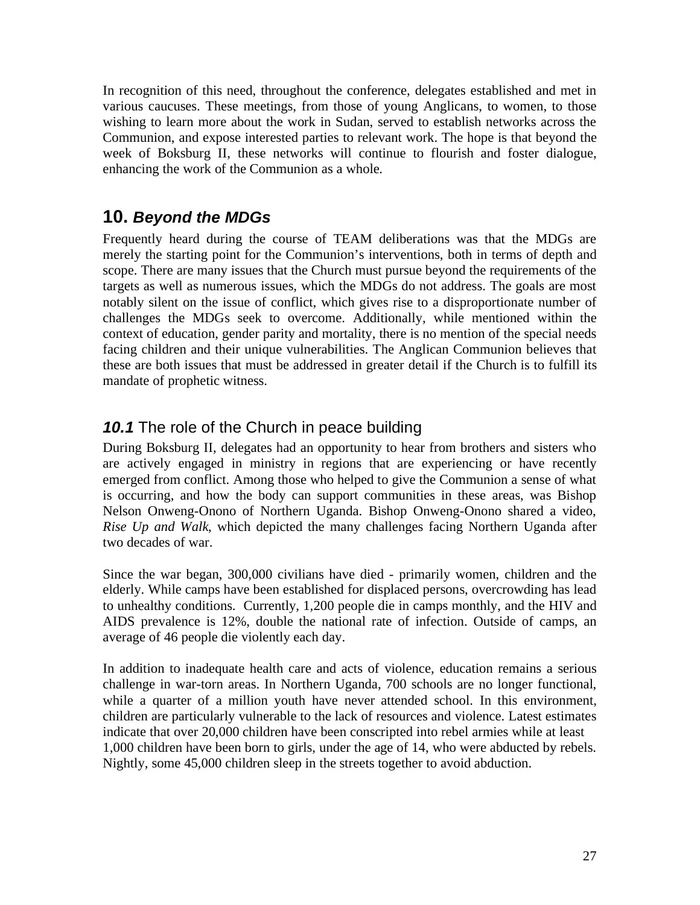In recognition of this need, throughout the conference, delegates established and met in various caucuses. These meetings, from those of young Anglicans, to women, to those wishing to learn more about the work in Sudan, served to establish networks across the Communion, and expose interested parties to relevant work. The hope is that beyond the week of Boksburg II, these networks will continue to flourish and foster dialogue, enhancing the work of the Communion as a whole.

## 10. *Beyond the MDGs*

Frequently heard during the course of TEAM deliberations was that the MDGs are merely the starting point for the Communion's interventions, both in terms of depth and scope. There are many issues that the Church must pursue beyond the requirements of the targets as well as numerous issues, which the MDGs do not address. The goals are most notably silent on the issue of conflict, which gives rise to a disproportionate number of challenges the MDGs seek to overcome. Additionally, while mentioned within the context of education, gender parity and mortality, there is no mention of the special needs facing children and their unique vulnerabilities. The Anglican Communion believes that these are both issues that must be addressed in greater detail if the Church is to fulfill its mandate of prophetic witness.

### *10.1* The role of the Church in peace building

During Boksburg II, delegates had an opportunity to hear from brothers and sisters who are actively engaged in ministry in regions that are experiencing or have recently emerged from conflict. Among those who helped to give the Communion a sense of what is occurring, and how the body can support communities in these areas, was Bishop Nelson Onweng-Onono of Northern Uganda. Bishop Onweng-Onono shared a video, *Rise Up and Walk*, which depicted the many challenges facing Northern Uganda after two decades of war.

Since the war began, 300,000 civilians have died - primarily women, children and the elderly. While camps have been established for displaced persons, overcrowding has lead to unhealthy conditions. Currently, 1,200 people die in camps monthly, and the HIV and AIDS prevalence is 12%, double the national rate of infection. Outside of camps, an average of 46 people die violently each day.

In addition to inadequate health care and acts of violence, education remains a serious challenge in war-torn areas. In Northern Uganda, 700 schools are no longer functional, while a quarter of a million youth have never attended school. In this environment, children are particularly vulnerable to the lack of resources and violence. Latest estimates indicate that over 20,000 children have been conscripted into rebel armies while at least 1,000 children have been born to girls, under the age of 14, who were abducted by rebels. Nightly, some 45,000 children sleep in the streets together to avoid abduction.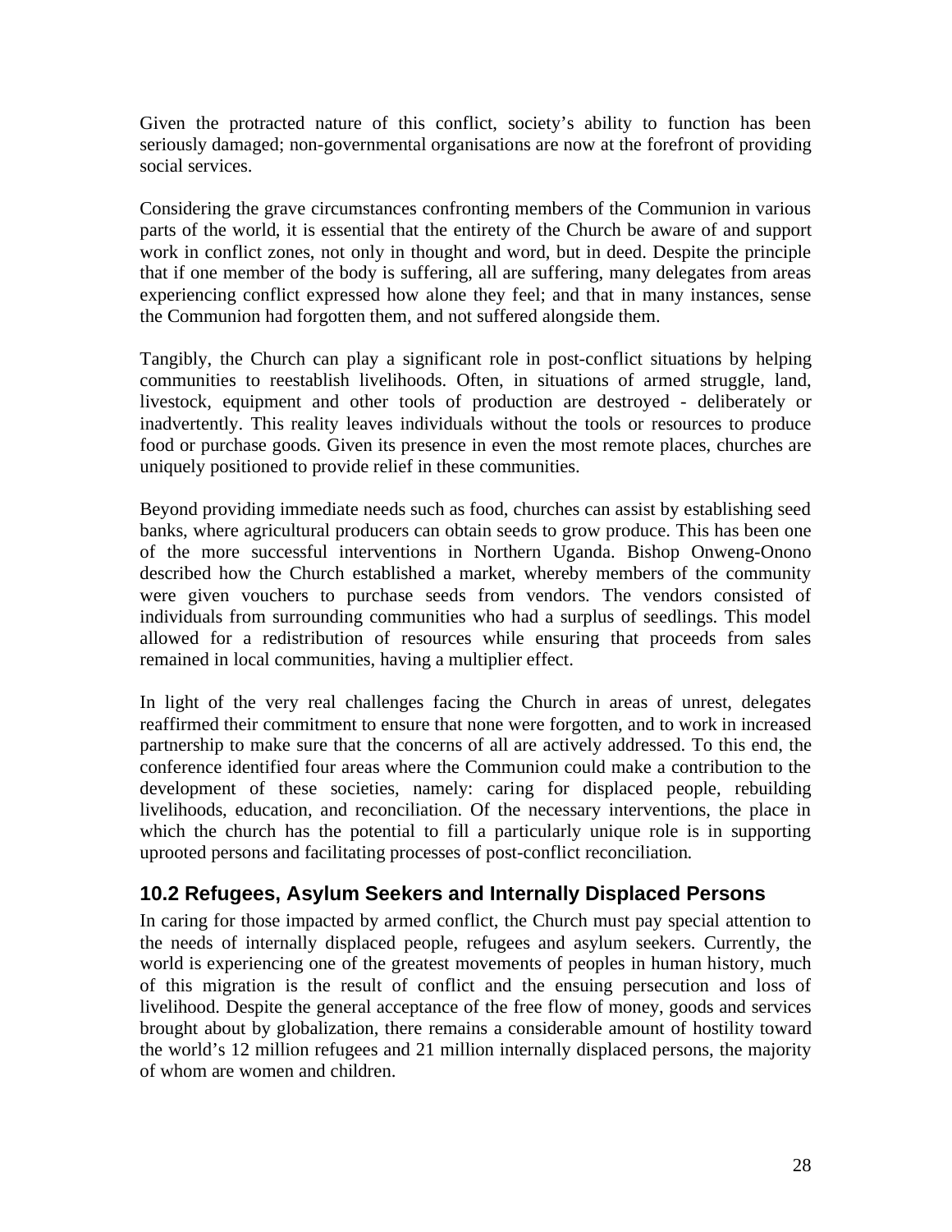Given the protracted nature of this conflict, society's ability to function has been seriously damaged; non-governmental organisations are now at the forefront of providing social services.

Considering the grave circumstances confronting members of the Communion in various parts of the world, it is essential that the entirety of the Church be aware of and support work in conflict zones, not only in thought and word, but in deed. Despite the principle that if one member of the body is suffering, all are suffering, many delegates from areas experiencing conflict expressed how alone they feel; and that in many instances, sense the Communion had forgotten them, and not suffered alongside them.

Tangibly, the Church can play a significant role in post-conflict situations by helping communities to reestablish livelihoods. Often, in situations of armed struggle, land, livestock, equipment and other tools of production are destroyed - deliberately or inadvertently. This reality leaves individuals without the tools or resources to produce food or purchase goods. Given its presence in even the most remote places, churches are uniquely positioned to provide relief in these communities.

Beyond providing immediate needs such as food, churches can assist by establishing seed banks, where agricultural producers can obtain seeds to grow produce. This has been one of the more successful interventions in Northern Uganda. Bishop Onweng-Onono described how the Church established a market, whereby members of the community were given vouchers to purchase seeds from vendors. The vendors consisted of individuals from surrounding communities who had a surplus of seedlings. This model allowed for a redistribution of resources while ensuring that proceeds from sales remained in local communities, having a multiplier effect.

In light of the very real challenges facing the Church in areas of unrest, delegates reaffirmed their commitment to ensure that none were forgotten, and to work in increased partnership to make sure that the concerns of all are actively addressed. To this end, the conference identified four areas where the Communion could make a contribution to the development of these societies, namely: caring for displaced people, rebuilding livelihoods, education, and reconciliation. Of the necessary interventions, the place in which the church has the potential to fill a particularly unique role is in supporting uprooted persons and facilitating processes of post-conflict reconciliation.

## 10.2 Refugees, Asylum Seekers and Internally Displaced Persons

In caring for those impacted by armed conflict, the Church must pay special attention to the needs of internally displaced people, refugees and asylum seekers. Currently, the world is experiencing one of the greatest movements of peoples in human history, much of this migration is the result of conflict and the ensuing persecution and loss of livelihood. Despite the general acceptance of the free flow of money, goods and services brought about by globalization, there remains a considerable amount of hostility toward the world's 12 million refugees and 21 million internally displaced persons, the majority of whom are women and children.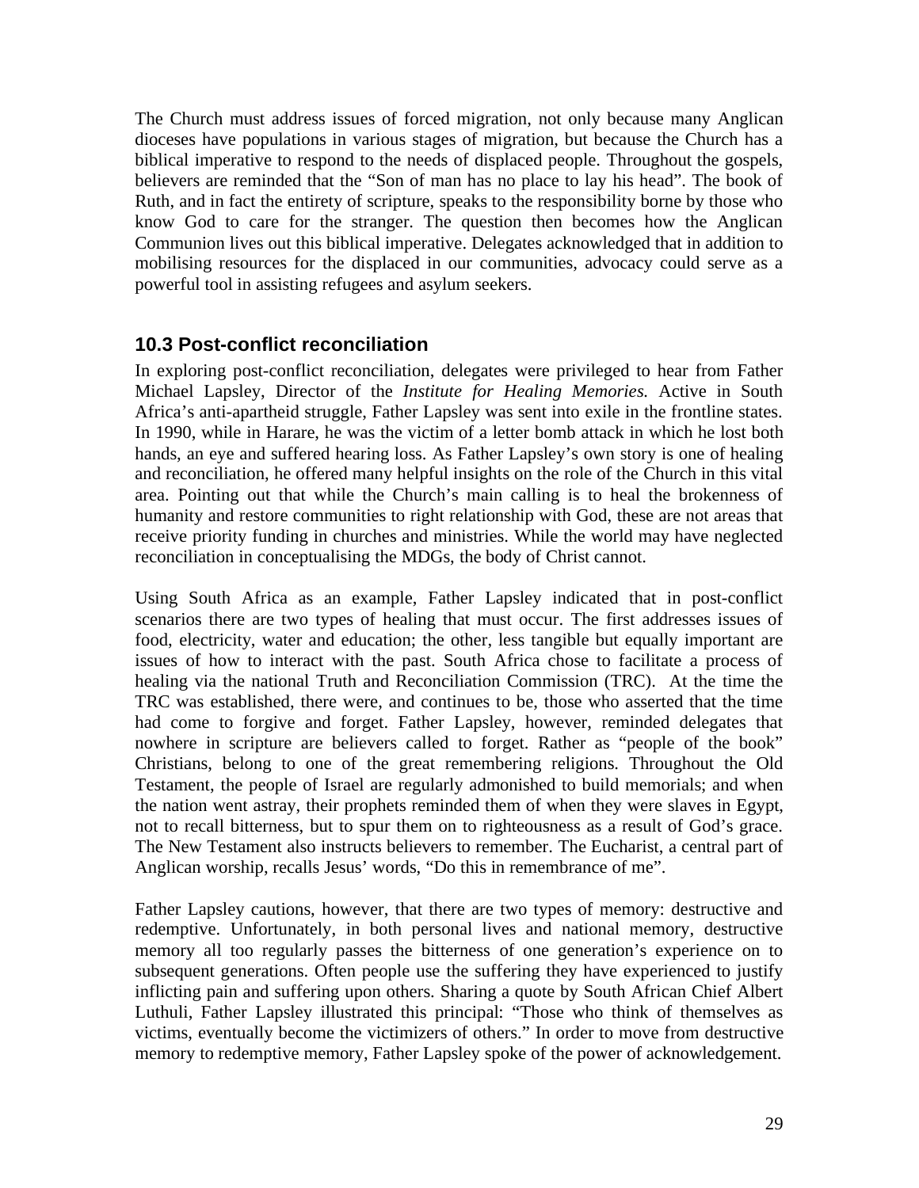The Church must address issues of forced migration, not only because many Anglican dioceses have populations in various stages of migration, but because the Church has a biblical imperative to respond to the needs of displaced people. Throughout the gospels, believers are reminded that the "Son of man has no place to lay his head". The book of Ruth, and in fact the entirety of scripture, speaks to the responsibility borne by those who know God to care for the stranger. The question then becomes how the Anglican Communion lives out this biblical imperative. Delegates acknowledged that in addition to mobilising resources for the displaced in our communities, advocacy could serve as a powerful tool in assisting refugees and asylum seekers.

### 10.3 Post-conflict reconciliation

In exploring post-conflict reconciliation, delegates were privileged to hear from Father Michael Lapsley, Director of the *Institute for Healing Memories.* Active in South Africa's anti-apartheid struggle, Father Lapsley was sent into exile in the frontline states. In 1990, while in Harare, he was the victim of a letter bomb attack in which he lost both hands, an eye and suffered hearing loss. As Father Lapsley's own story is one of healing and reconciliation, he offered many helpful insights on the role of the Church in this vital area. Pointing out that while the Church's main calling is to heal the brokenness of humanity and restore communities to right relationship with God, these are not areas that receive priority funding in churches and ministries. While the world may have neglected reconciliation in conceptualising the MDGs, the body of Christ cannot.

Using South Africa as an example, Father Lapsley indicated that in post-conflict scenarios there are two types of healing that must occur. The first addresses issues of food, electricity, water and education; the other, less tangible but equally important are issues of how to interact with the past. South Africa chose to facilitate a process of healing via the national Truth and Reconciliation Commission (TRC). At the time the TRC was established, there were, and continues to be, those who asserted that the time had come to forgive and forget. Father Lapsley, however, reminded delegates that nowhere in scripture are believers called to forget. Rather as "people of the book" Christians, belong to one of the great remembering religions. Throughout the Old Testament, the people of Israel are regularly admonished to build memorials; and when the nation went astray, their prophets reminded them of when they were slaves in Egypt, not to recall bitterness, but to spur them on to righteousness as a result of God's grace. The New Testament also instructs believers to remember. The Eucharist, a central part of Anglican worship, recalls Jesus' words, "Do this in remembrance of me".

Father Lapsley cautions, however, that there are two types of memory: destructive and redemptive. Unfortunately, in both personal lives and national memory, destructive memory all too regularly passes the bitterness of one generation's experience on to subsequent generations. Often people use the suffering they have experienced to justify inflicting pain and suffering upon others. Sharing a quote by South African Chief Albert Luthuli, Father Lapsley illustrated this principal: "Those who think of themselves as victims, eventually become the victimizers of others." In order to move from destructive memory to redemptive memory, Father Lapsley spoke of the power of acknowledgement.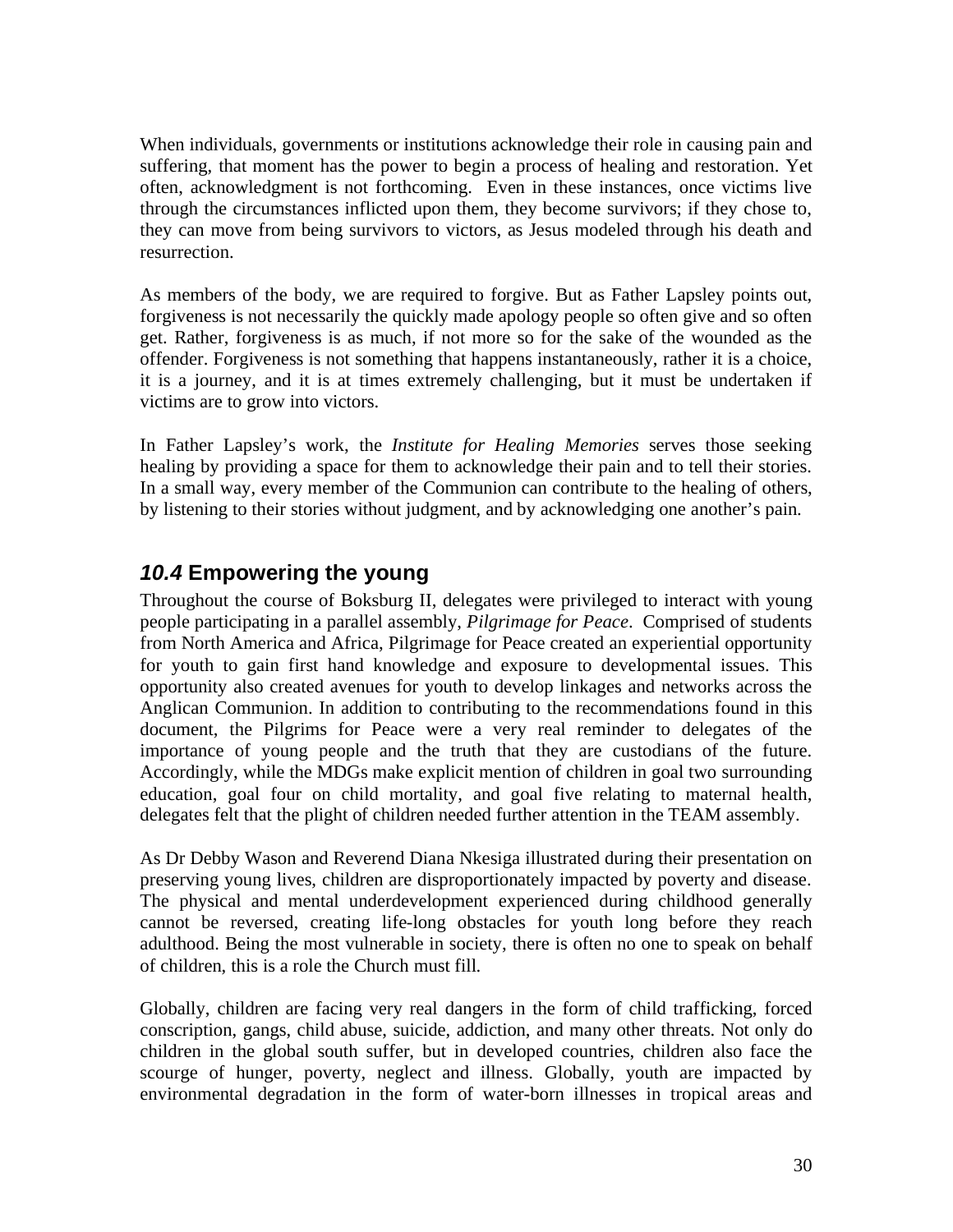When individuals, governments or institutions acknowledge their role in causing pain and suffering, that moment has the power to begin a process of healing and restoration. Yet often, acknowledgment is not forthcoming. Even in these instances, once victims live through the circumstances inflicted upon them, they become survivors; if they chose to, they can move from being survivors to victors, as Jesus modeled through his death and resurrection.

As members of the body, we are required to forgive. But as Father Lapsley points out, forgiveness is not necessarily the quickly made apology people so often give and so often get. Rather, forgiveness is as much, if not more so for the sake of the wounded as the offender. Forgiveness is not something that happens instantaneously, rather it is a choice, it is a journey, and it is at times extremely challenging, but it must be undertaken if victims are to grow into victors.

In Father Lapsley's work, the *Institute for Healing Memories* serves those seeking healing by providing a space for them to acknowledge their pain and to tell their stories. In a small way, every member of the Communion can contribute to the healing of others, by listening to their stories without judgment, and by acknowledging one another's pain.

## *10.4* Empowering the young

Throughout the course of Boksburg II, delegates were privileged to interact with young people participating in a parallel assembly, *Pilgrimage for Peace*. Comprised of students from North America and Africa, Pilgrimage for Peace created an experiential opportunity for youth to gain first hand knowledge and exposure to developmental issues. This opportunity also created avenues for youth to develop linkages and networks across the Anglican Communion. In addition to contributing to the recommendations found in this document, the Pilgrims for Peace were a very real reminder to delegates of the importance of young people and the truth that they are custodians of the future. Accordingly, while the MDGs make explicit mention of children in goal two surrounding education, goal four on child mortality, and goal five relating to maternal health, delegates felt that the plight of children needed further attention in the TEAM assembly.

As Dr Debby Wason and Reverend Diana Nkesiga illustrated during their presentation on preserving young lives, children are disproportionately impacted by poverty and disease. The physical and mental underdevelopment experienced during childhood generally cannot be reversed, creating life-long obstacles for youth long before they reach adulthood. Being the most vulnerable in society, there is often no one to speak on behalf of children, this is a role the Church must fill.

Globally, children are facing very real dangers in the form of child trafficking, forced conscription, gangs, child abuse, suicide, addiction, and many other threats. Not only do children in the global south suffer, but in developed countries, children also face the scourge of hunger, poverty, neglect and illness. Globally, youth are impacted by environmental degradation in the form of water-born illnesses in tropical areas and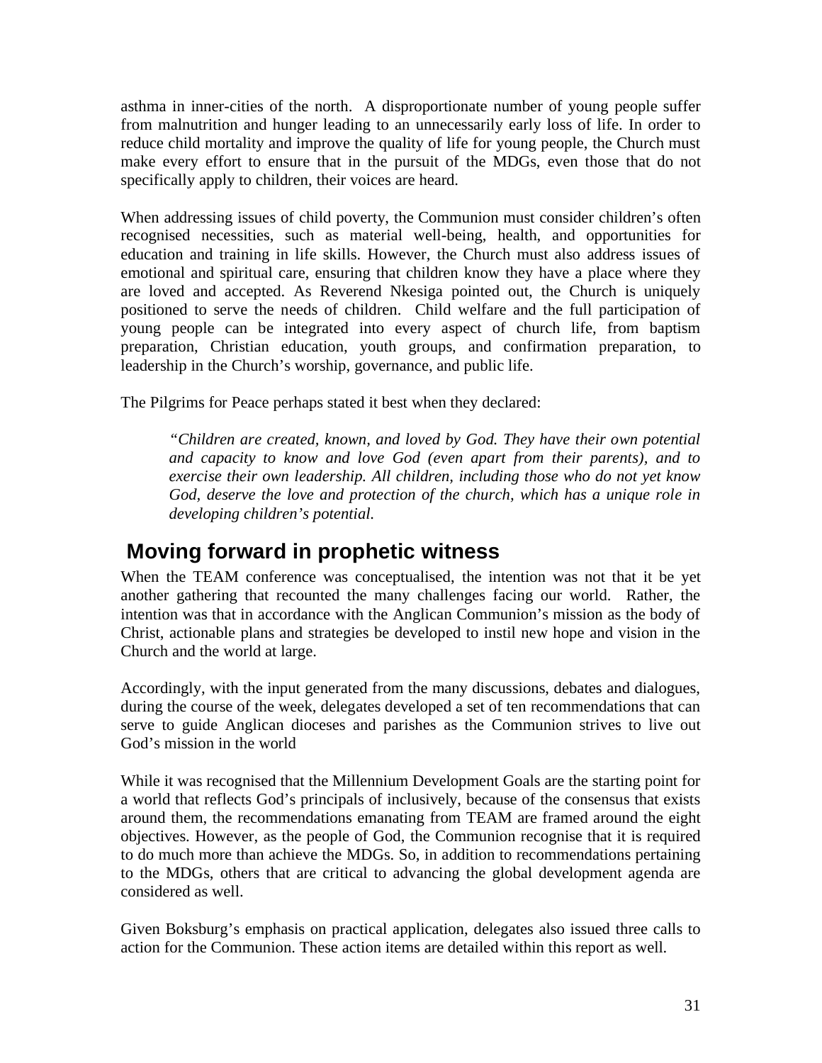asthma in inner-cities of the north. A disproportionate number of young people suffer from malnutrition and hunger leading to an unnecessarily early loss of life. In order to reduce child mortality and improve the quality of life for young people, the Church must make every effort to ensure that in the pursuit of the MDGs, even those that do not specifically apply to children, their voices are heard.

When addressing issues of child poverty, the Communion must consider children's often recognised necessities, such as material well-being, health, and opportunities for education and training in life skills. However, the Church must also address issues of emotional and spiritual care, ensuring that children know they have a place where they are loved and accepted. As Reverend Nkesiga pointed out, the Church is uniquely positioned to serve the needs of children. Child welfare and the full participation of young people can be integrated into every aspect of church life, from baptism preparation, Christian education, youth groups, and confirmation preparation, to leadership in the Church's worship, governance, and public life.

The Pilgrims for Peace perhaps stated it best when they declared:

> *"Children are created, known, and loved by God. They have their own potential and capacity to know and love God (even apart from their parents), and to exercise their own leadership. All children, including those who do not yet know God, deserve the love and protection of the church, which has a unique role in developing children's potential.*

## Moving forward in prophetic witness

When the TEAM conference was conceptualised, the intention was not that it be yet another gathering that recounted the many challenges facing our world. Rather, the intention was that in accordance with the Anglican Communion's mission as the body of Christ, actionable plans and strategies be developed to instil new hope and vision in the Church and the world at large.

Accordingly, with the input generated from the many discussions, debates and dialogues, during the course of the week, delegates developed a set of ten recommendations that can serve to guide Anglican dioceses and parishes as the Communion strives to live out God's mission in the world

While it was recognised that the Millennium Development Goals are the starting point for a world that reflects God's principals of inclusively, because of the consensus that exists around them, the recommendations emanating from TEAM are framed around the eight objectives. However, as the people of God, the Communion recognise that it is required to do much more than achieve the MDGs. So, in addition to recommendations pertaining to the MDGs, others that are critical to advancing the global development agenda are considered as well.

Given Boksburg's emphasis on practical application, delegates also issued three calls to action for the Communion. These action items are detailed within this report as well.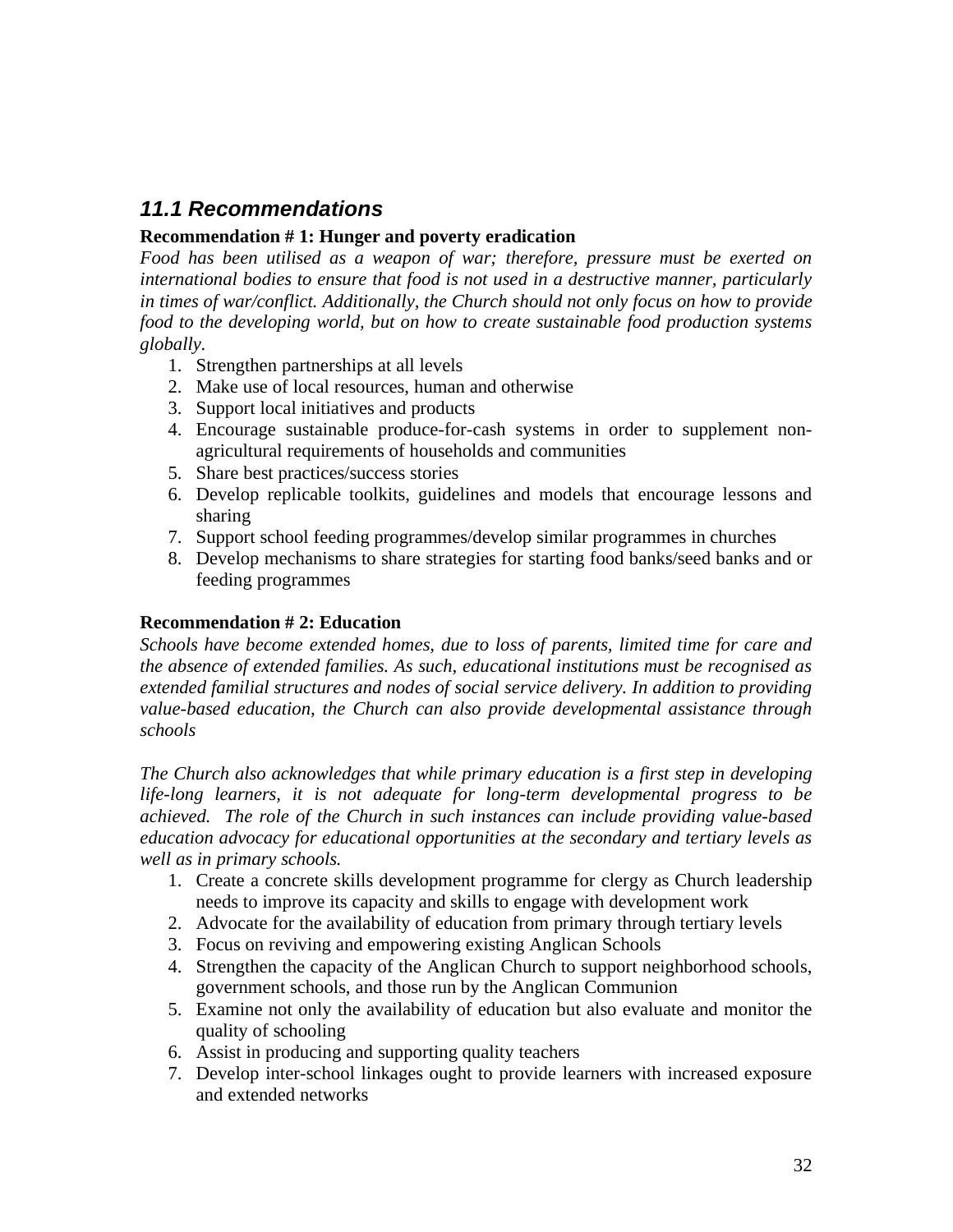## 11.1 Recommendations

**Recommendation # 1: Hunger and poverty eradication**

*Food has been utilised as a weapon of war; therefore, pressure must be exerted on international bodies to ensure that food is not used in a destructive manner, particularly in times of war/conflict. Additionally, the Church should not only focus on how to provide food to the developing world, but on how to create sustainable food production systems globally.*

1. Strengthen partnerships at all levels
2. Make use of local resources, human and otherwise
3. Support local initiatives and products
4. Encourage sustainable produce-for-cash systems in order to supplement non-agricultural requirements of households and communities
5. Share best practices/success stories
6. Develop replicable toolkits, guidelines and models that encourage lessons and sharing
7. Support school feeding programmes/develop similar programmes in churches
8. Develop mechanisms to share strategies for starting food banks/seed banks and or feeding programmes

**Recommendation # 2: Education**

*Schools have become extended homes, due to loss of parents, limited time for care and the absence of extended families. As such, educational institutions must be recognised as extended familial structures and nodes of social service delivery. In addition to providing value-based education, the Church can also provide developmental assistance through schools*

*The Church also acknowledges that while primary education is a first step in developing life-long learners, it is not adequate for long-term developmental progress to be achieved. The role of the Church in such instances can include providing value-based education advocacy for educational opportunities at the secondary and tertiary levels as well as in primary schools.*

1. Create a concrete skills development programme for clergy as Church leadership needs to improve its capacity and skills to engage with development work
2. Advocate for the availability of education from primary through tertiary levels
3. Focus on reviving and empowering existing Anglican Schools
4. Strengthen the capacity of the Anglican Church to support neighborhood schools, government schools, and those run by the Anglican Communion
5. Examine not only the availability of education but also evaluate and monitor the quality of schooling
6. Assist in producing and supporting quality teachers
7. Develop inter-school linkages ought to provide learners with increased exposure and extended networks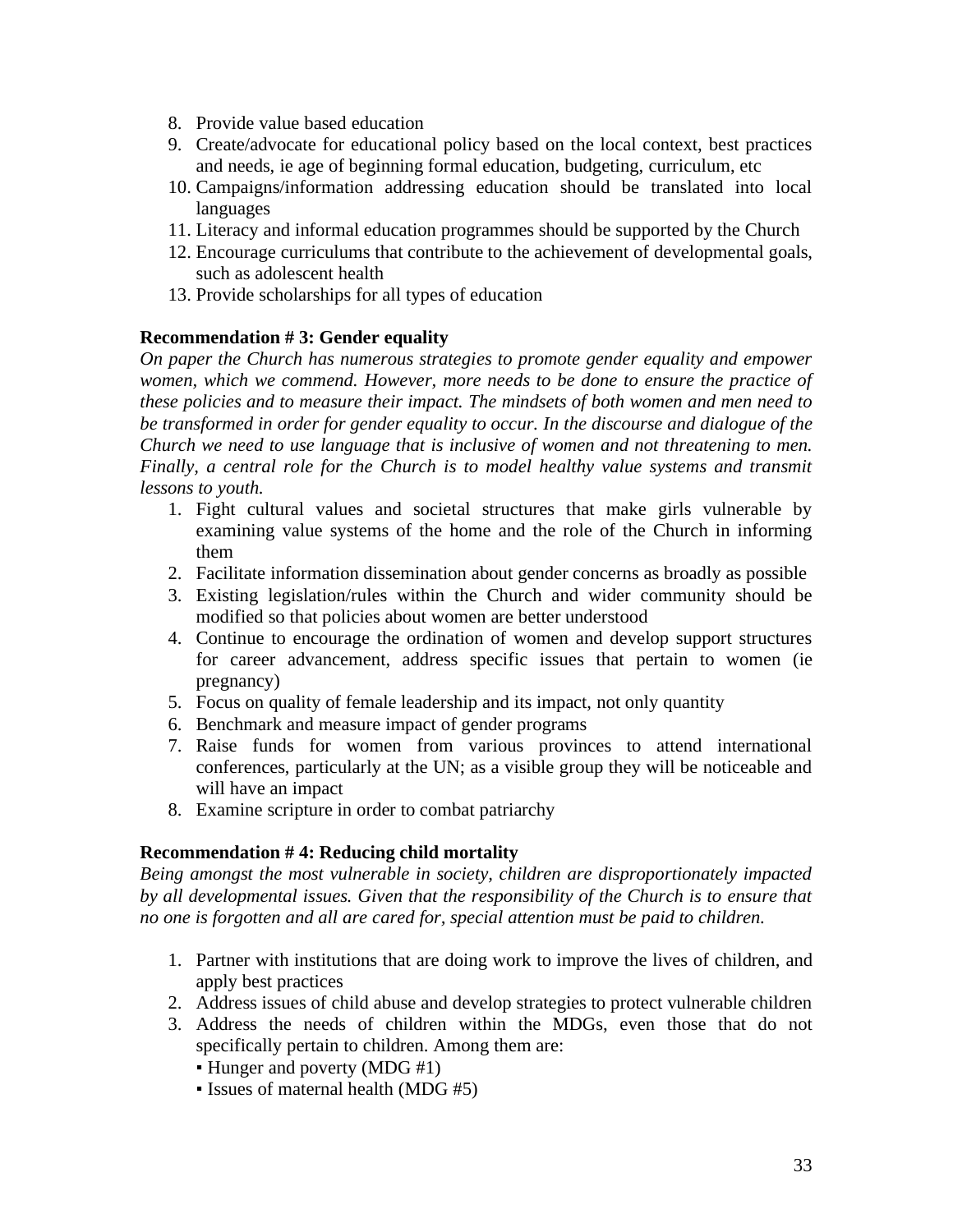8. Provide value based education
9. Create/advocate for educational policy based on the local context, best practices and needs, ie age of beginning formal education, budgeting, curriculum, etc
10. Campaigns/information addressing education should be translated into local languages
11. Literacy and informal education programmes should be supported by the Church
12. Encourage curriculums that contribute to the achievement of developmental goals, such as adolescent health
13. Provide scholarships for all types of education

**Recommendation # 3: Gender equality**

*On paper the Church has numerous strategies to promote gender equality and empower women, which we commend. However, more needs to be done to ensure the practice of these policies and to measure their impact. The mindsets of both women and men need to be transformed in order for gender equality to occur. In the discourse and dialogue of the Church we need to use language that is inclusive of women and not threatening to men. Finally, a central role for the Church is to model healthy value systems and transmit lessons to youth.*

1. Fight cultural values and societal structures that make girls vulnerable by examining value systems of the home and the role of the Church in informing them
2. Facilitate information dissemination about gender concerns as broadly as possible
3. Existing legislation/rules within the Church and wider community should be modified so that policies about women are better understood
4. Continue to encourage the ordination of women and develop support structures for career advancement, address specific issues that pertain to women (ie pregnancy)
5. Focus on quality of female leadership and its impact, not only quantity
6. Benchmark and measure impact of gender programs
7. Raise funds for women from various provinces to attend international conferences, particularly at the UN; as a visible group they will be noticeable and will have an impact
8. Examine scripture in order to combat patriarchy

**Recommendation # 4: Reducing child mortality**

*Being amongst the most vulnerable in society, children are disproportionately impacted by all developmental issues. Given that the responsibility of the Church is to ensure that no one is forgotten and all are cared for, special attention must be paid to children.*

1. Partner with institutions that are doing work to improve the lives of children, and apply best practices
2. Address issues of child abuse and develop strategies to protect vulnerable children
3. Address the needs of children within the MDGs, even those that do not specifically pertain to children. Among them are:
   - Hunger and poverty (MDG #1)
   - Issues of maternal health (MDG #5)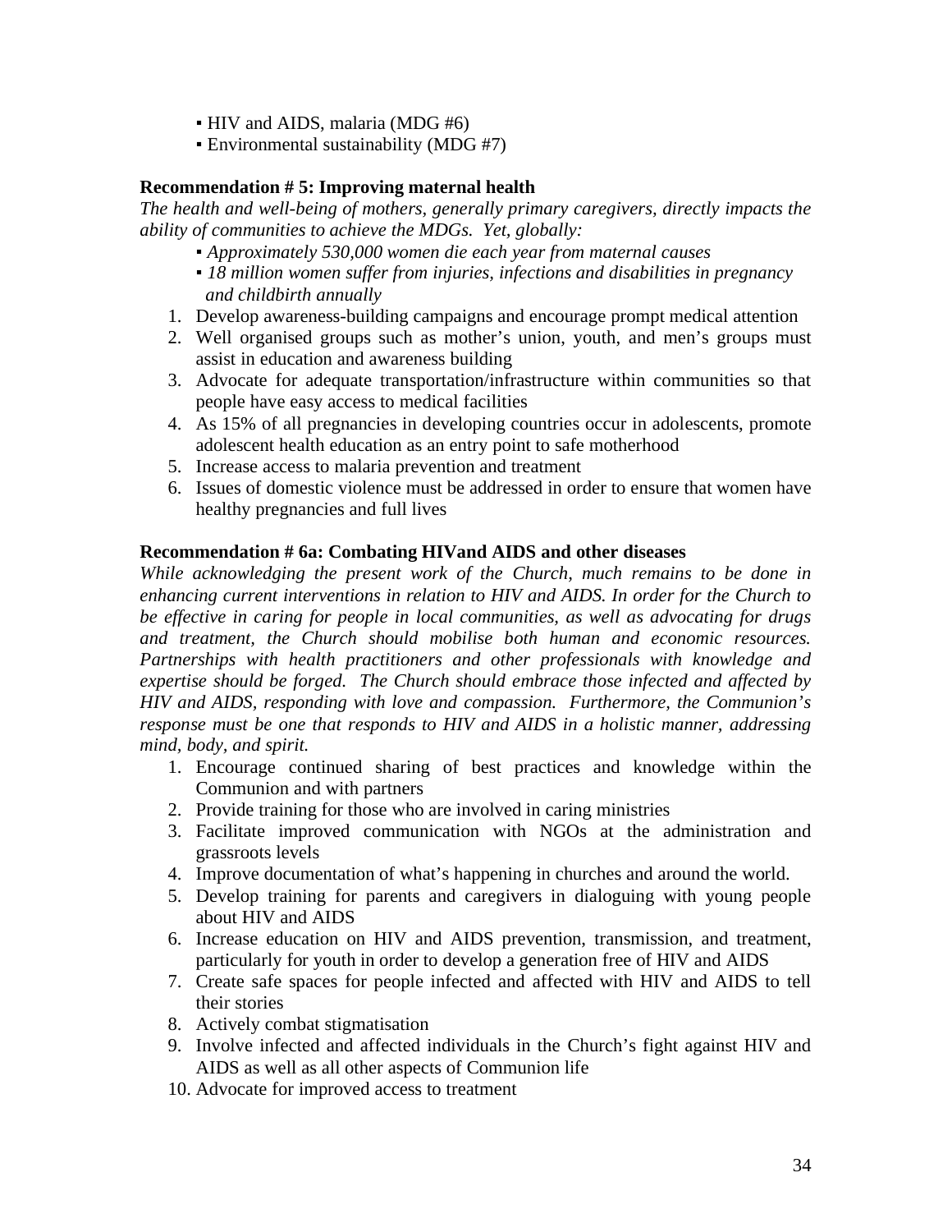- HIV and AIDS, malaria (MDG #6)
- Environmental sustainability (MDG #7)

**Recommendation # 5: Improving maternal health**

*The health and well-being of mothers, generally primary caregivers, directly impacts the ability of communities to achieve the MDGs. Yet, globally:*

- *Approximately 530,000 women die each year from maternal causes*
- *18 million women suffer from injuries, infections and disabilities in pregnancy and childbirth annually*

1. Develop awareness-building campaigns and encourage prompt medical attention
2. Well organised groups such as mother's union, youth, and men's groups must assist in education and awareness building
3. Advocate for adequate transportation/infrastructure within communities so that people have easy access to medical facilities
4. As 15% of all pregnancies in developing countries occur in adolescents, promote adolescent health education as an entry point to safe motherhood
5. Increase access to malaria prevention and treatment
6. Issues of domestic violence must be addressed in order to ensure that women have healthy pregnancies and full lives

**Recommendation # 6a: Combating HIVand AIDS and other diseases**

*While acknowledging the present work of the Church, much remains to be done in enhancing current interventions in relation to HIV and AIDS. In order for the Church to be effective in caring for people in local communities, as well as advocating for drugs and treatment, the Church should mobilise both human and economic resources. Partnerships with health practitioners and other professionals with knowledge and expertise should be forged. The Church should embrace those infected and affected by HIV and AIDS, responding with love and compassion. Furthermore, the Communion's response must be one that responds to HIV and AIDS in a holistic manner, addressing mind, body, and spirit.*

1. Encourage continued sharing of best practices and knowledge within the Communion and with partners
2. Provide training for those who are involved in caring ministries
3. Facilitate improved communication with NGOs at the administration and grassroots levels
4. Improve documentation of what's happening in churches and around the world.
5. Develop training for parents and caregivers in dialoguing with young people about HIV and AIDS
6. Increase education on HIV and AIDS prevention, transmission, and treatment, particularly for youth in order to develop a generation free of HIV and AIDS
7. Create safe spaces for people infected and affected with HIV and AIDS to tell their stories
8. Actively combat stigmatisation
9. Involve infected and affected individuals in the Church's fight against HIV and AIDS as well as all other aspects of Communion life
10. Advocate for improved access to treatment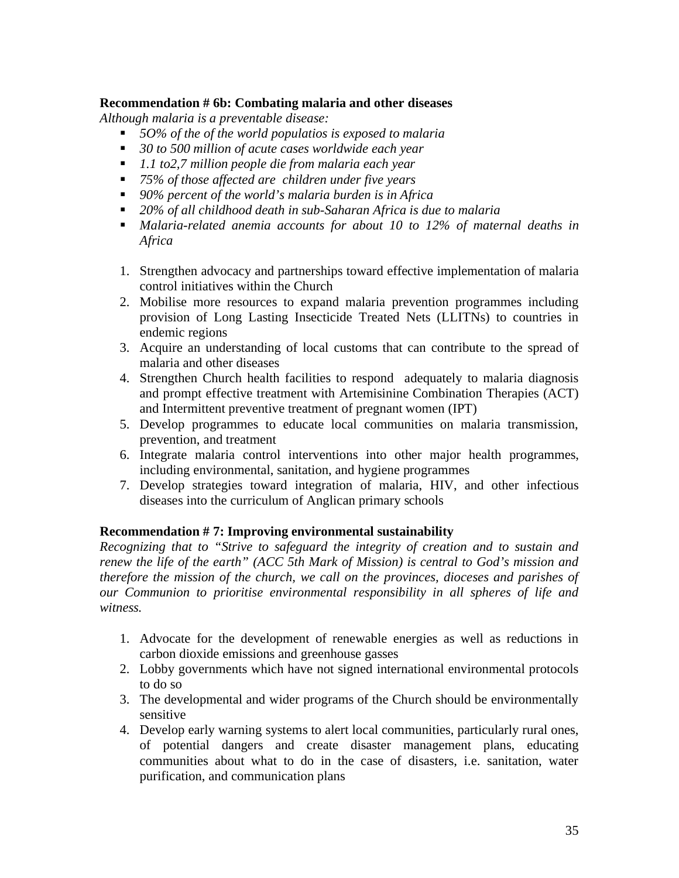**Recommendation # 6b: Combating malaria and other diseases**

*Although malaria is a preventable disease:*

- *5O% of the of the world populatios is exposed to malaria*
- *30 to 500 million of acute cases worldwide each year*
- *1.1 to2,7 million people die from malaria each year*
- *75% of those affected are children under five years*
- *90% percent of the world's malaria burden is in Africa*
- *20% of all childhood death in sub-Saharan Africa is due to malaria*
- *Malaria-related anemia accounts for about 10 to 12% of maternal deaths in Africa*

1. Strengthen advocacy and partnerships toward effective implementation of malaria control initiatives within the Church
2. Mobilise more resources to expand malaria prevention programmes including provision of Long Lasting Insecticide Treated Nets (LLITNs) to countries in endemic regions
3. Acquire an understanding of local customs that can contribute to the spread of malaria and other diseases
4. Strengthen Church health facilities to respond adequately to malaria diagnosis and prompt effective treatment with Artemisinine Combination Therapies (ACT) and Intermittent preventive treatment of pregnant women (IPT)
5. Develop programmes to educate local communities on malaria transmission, prevention, and treatment
6. Integrate malaria control interventions into other major health programmes, including environmental, sanitation, and hygiene programmes
7. Develop strategies toward integration of malaria, HIV, and other infectious diseases into the curriculum of Anglican primary schools

**Recommendation # 7: Improving environmental sustainability**

*Recognizing that to "Strive to safeguard the integrity of creation and to sustain and renew the life of the earth" (ACC 5th Mark of Mission) is central to God's mission and therefore the mission of the church, we call on the provinces, dioceses and parishes of our Communion to prioritise environmental responsibility in all spheres of life and witness.*

1. Advocate for the development of renewable energies as well as reductions in carbon dioxide emissions and greenhouse gasses
2. Lobby governments which have not signed international environmental protocols to do so
3. The developmental and wider programs of the Church should be environmentally sensitive
4. Develop early warning systems to alert local communities, particularly rural ones, of potential dangers and create disaster management plans, educating communities about what to do in the case of disasters, i.e. sanitation, water purification, and communication plans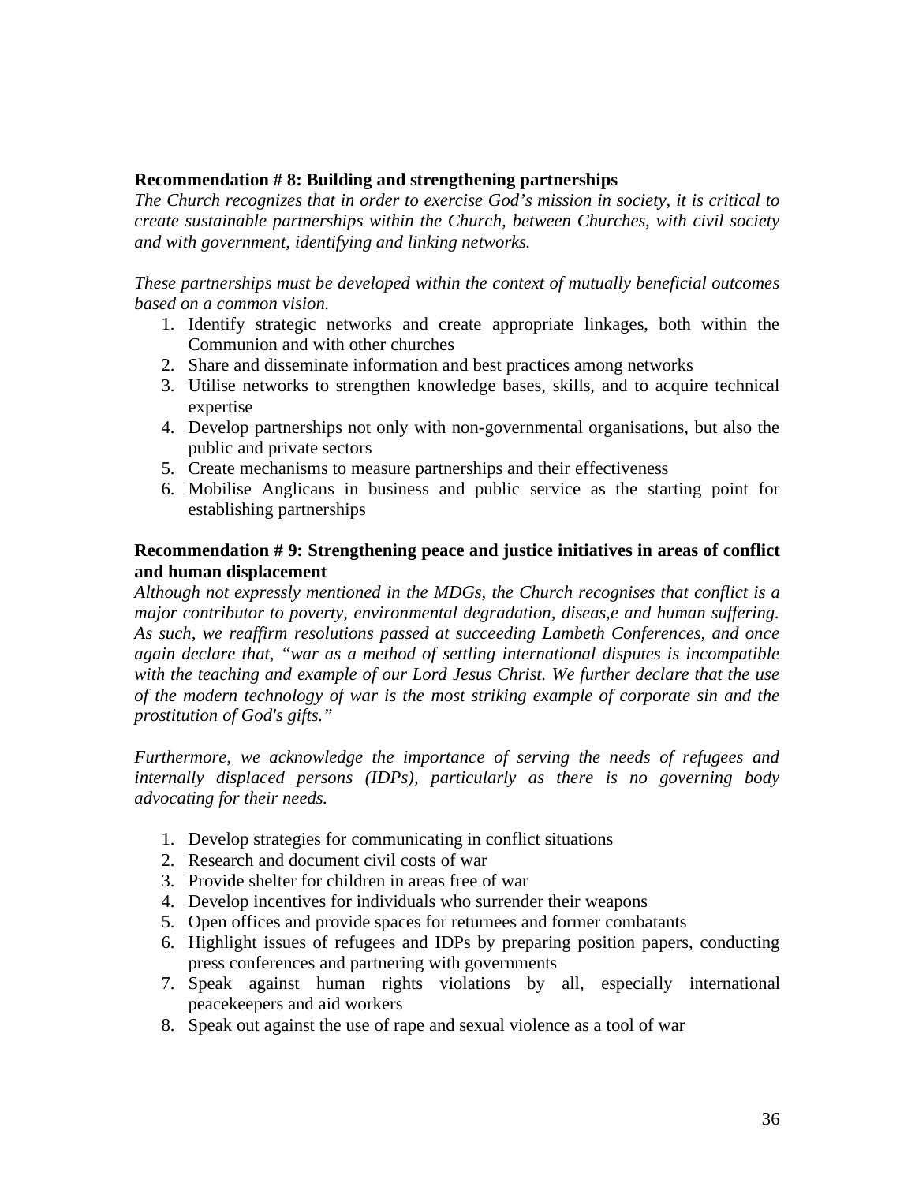**Recommendation # 8: Building and strengthening partnerships**

*The Church recognizes that in order to exercise God's mission in society, it is critical to create sustainable partnerships within the Church, between Churches, with civil society and with government, identifying and linking networks.*

*These partnerships must be developed within the context of mutually beneficial outcomes based on a common vision.*

1. Identify strategic networks and create appropriate linkages, both within the Communion and with other churches
2. Share and disseminate information and best practices among networks
3. Utilise networks to strengthen knowledge bases, skills, and to acquire technical expertise
4. Develop partnerships not only with non-governmental organisations, but also the public and private sectors
5. Create mechanisms to measure partnerships and their effectiveness
6. Mobilise Anglicans in business and public service as the starting point for establishing partnerships

**Recommendation # 9: Strengthening peace and justice initiatives in areas of conflict and human displacement**

*Although not expressly mentioned in the MDGs, the Church recognises that conflict is a major contributor to poverty, environmental degradation, diseas,e and human suffering. As such, we reaffirm resolutions passed at succeeding Lambeth Conferences, and once again declare that, "war as a method of settling international disputes is incompatible with the teaching and example of our Lord Jesus Christ. We further declare that the use of the modern technology of war is the most striking example of corporate sin and the prostitution of God's gifts."*

*Furthermore, we acknowledge the importance of serving the needs of refugees and internally displaced persons (IDPs), particularly as there is no governing body advocating for their needs.*

1. Develop strategies for communicating in conflict situations
2. Research and document civil costs of war
3. Provide shelter for children in areas free of war
4. Develop incentives for individuals who surrender their weapons
5. Open offices and provide spaces for returnees and former combatants
6. Highlight issues of refugees and IDPs by preparing position papers, conducting press conferences and partnering with governments
7. Speak against human rights violations by all, especially international peacekeepers and aid workers
8. Speak out against the use of rape and sexual violence as a tool of war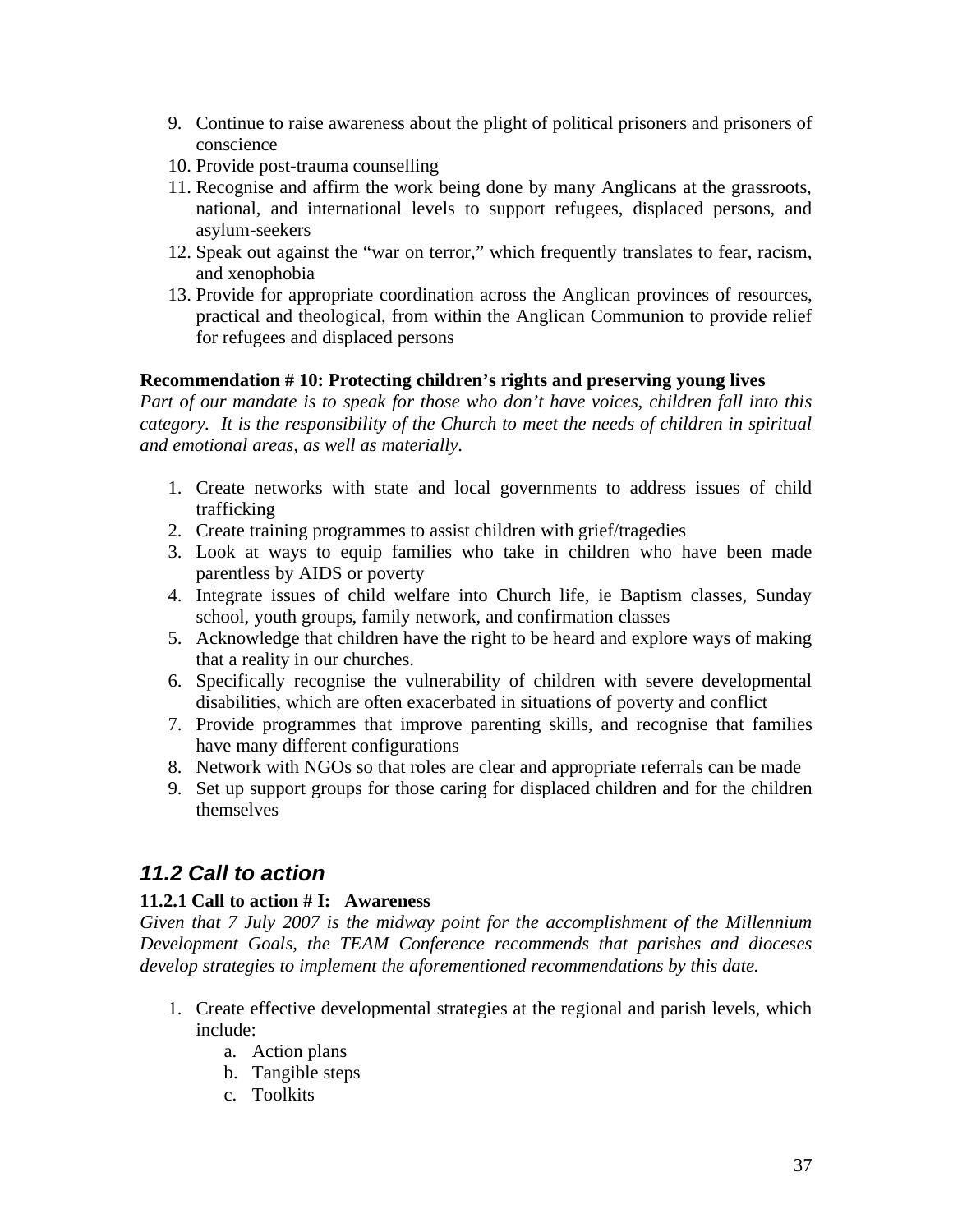9. Continue to raise awareness about the plight of political prisoners and prisoners of conscience
10. Provide post-trauma counselling
11. Recognise and affirm the work being done by many Anglicans at the grassroots, national, and international levels to support refugees, displaced persons, and asylum-seekers
12. Speak out against the "war on terror," which frequently translates to fear, racism, and xenophobia
13. Provide for appropriate coordination across the Anglican provinces of resources, practical and theological, from within the Anglican Communion to provide relief for refugees and displaced persons

**Recommendation # 10: Protecting children's rights and preserving young lives**
*Part of our mandate is to speak for those who don't have voices, children fall into this category. It is the responsibility of the Church to meet the needs of children in spiritual and emotional areas, as well as materially.*

1. Create networks with state and local governments to address issues of child trafficking
2. Create training programmes to assist children with grief/tragedies
3. Look at ways to equip families who take in children who have been made parentless by AIDS or poverty
4. Integrate issues of child welfare into Church life, ie Baptism classes, Sunday school, youth groups, family network, and confirmation classes
5. Acknowledge that children have the right to be heard and explore ways of making that a reality in our churches.
6. Specifically recognise the vulnerability of children with severe developmental disabilities, which are often exacerbated in situations of poverty and conflict
7. Provide programmes that improve parenting skills, and recognise that families have many different configurations
8. Network with NGOs so that roles are clear and appropriate referrals can be made
9. Set up support groups for those caring for displaced children and for the children themselves

## *11.2 Call to action*

### 11.2.1 Call to action # I: Awareness

*Given that 7 July 2007 is the midway point for the accomplishment of the Millennium Development Goals, the TEAM Conference recommends that parishes and dioceses develop strategies to implement the aforementioned recommendations by this date.*

1. Create effective developmental strategies at the regional and parish levels, which include:
    a. Action plans
    b. Tangible steps
    c. Toolkits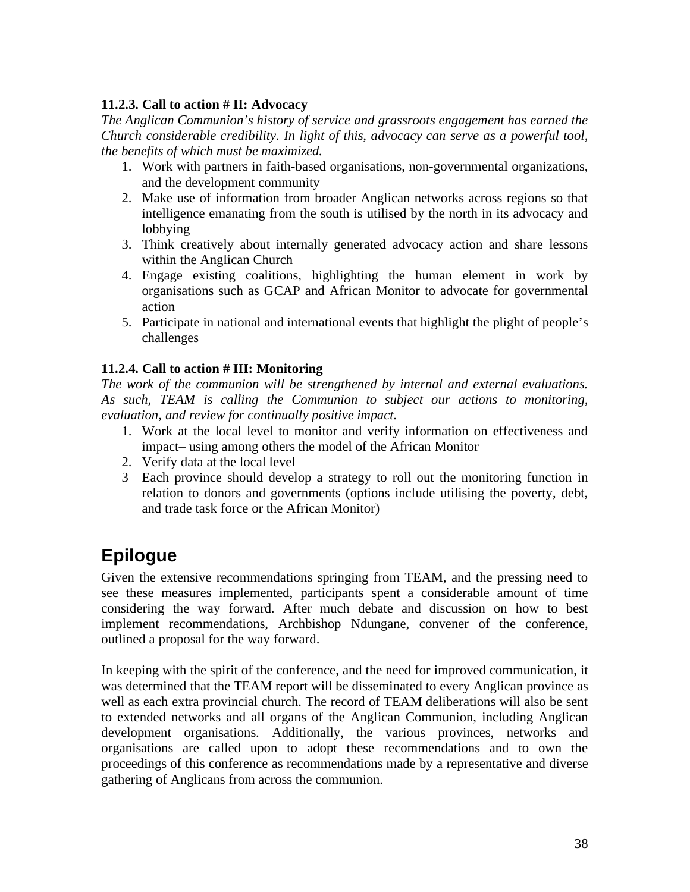**11.2.3. Call to action # II: Advocacy**

*The Anglican Communion's history of service and grassroots engagement has earned the Church considerable credibility. In light of this, advocacy can serve as a powerful tool, the benefits of which must be maximized.*

1. Work with partners in faith-based organisations, non-governmental organizations, and the development community
2. Make use of information from broader Anglican networks across regions so that intelligence emanating from the south is utilised by the north in its advocacy and lobbying
3. Think creatively about internally generated advocacy action and share lessons within the Anglican Church
4. Engage existing coalitions, highlighting the human element in work by organisations such as GCAP and African Monitor to advocate for governmental action
5. Participate in national and international events that highlight the plight of people's challenges

**11.2.4. Call to action # III: Monitoring**

*The work of the communion will be strengthened by internal and external evaluations. As such, TEAM is calling the Communion to subject our actions to monitoring, evaluation, and review for continually positive impact.*

1. Work at the local level to monitor and verify information on effectiveness and impact– using among others the model of the African Monitor
2. Verify data at the local level
3. Each province should develop a strategy to roll out the monitoring function in relation to donors and governments (options include utilising the poverty, debt, and trade task force or the African Monitor)

# Epilogue

Given the extensive recommendations springing from TEAM, and the pressing need to see these measures implemented, participants spent a considerable amount of time considering the way forward. After much debate and discussion on how to best implement recommendations, Archbishop Ndungane, convener of the conference, outlined a proposal for the way forward.

In keeping with the spirit of the conference, and the need for improved communication, it was determined that the TEAM report will be disseminated to every Anglican province as well as each extra provincial church. The record of TEAM deliberations will also be sent to extended networks and all organs of the Anglican Communion, including Anglican development organisations. Additionally, the various provinces, networks and organisations are called upon to adopt these recommendations and to own the proceedings of this conference as recommendations made by a representative and diverse gathering of Anglicans from across the communion.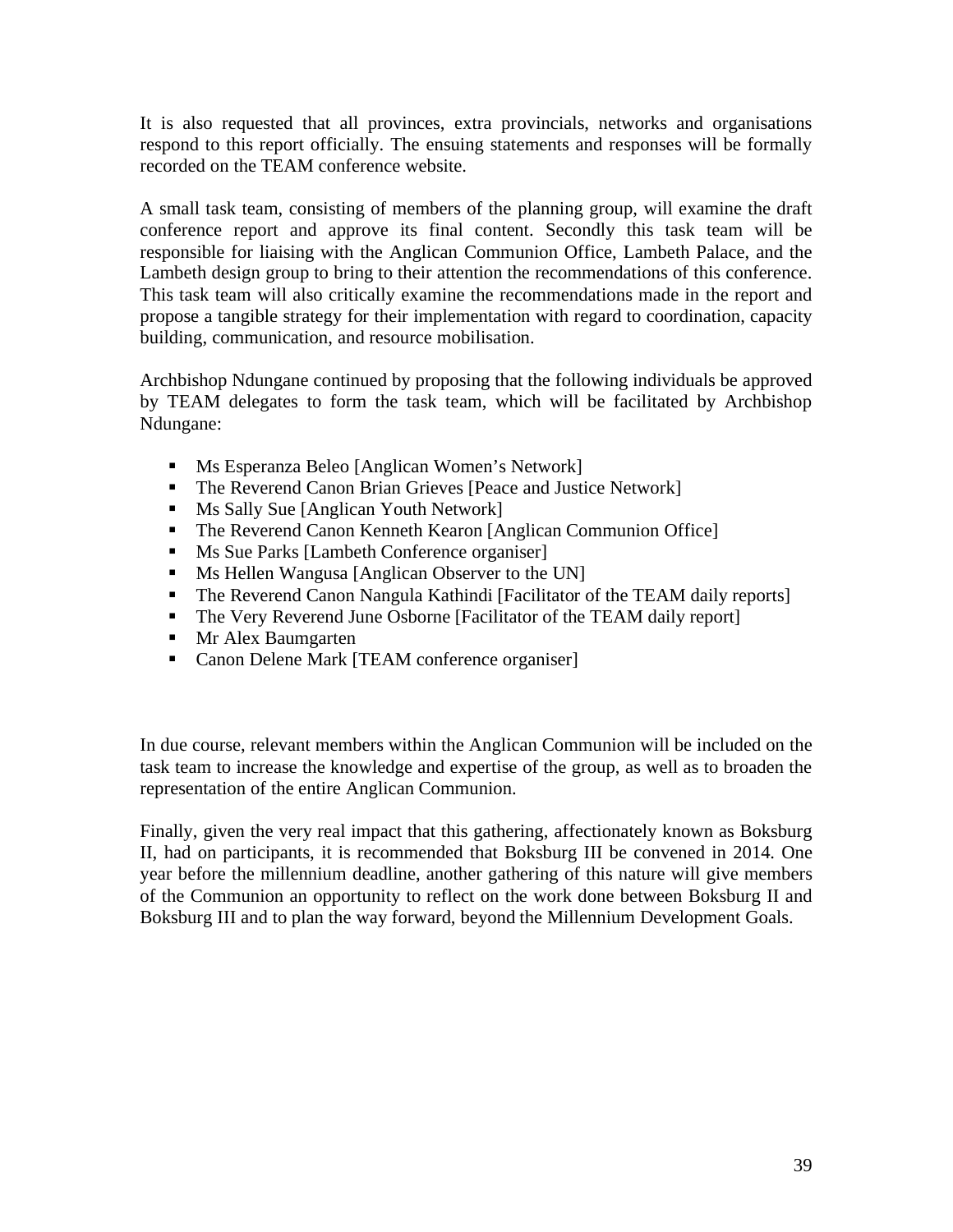It is also requested that all provinces, extra provincials, networks and organisations respond to this report officially. The ensuing statements and responses will be formally recorded on the TEAM conference website.

A small task team, consisting of members of the planning group, will examine the draft conference report and approve its final content. Secondly this task team will be responsible for liaising with the Anglican Communion Office, Lambeth Palace, and the Lambeth design group to bring to their attention the recommendations of this conference. This task team will also critically examine the recommendations made in the report and propose a tangible strategy for their implementation with regard to coordination, capacity building, communication, and resource mobilisation.

Archbishop Ndungane continued by proposing that the following individuals be approved by TEAM delegates to form the task team, which will be facilitated by Archbishop Ndungane:

- Ms Esperanza Beleo [Anglican Women's Network]
- The Reverend Canon Brian Grieves [Peace and Justice Network]
- Ms Sally Sue [Anglican Youth Network]
- The Reverend Canon Kenneth Kearon [Anglican Communion Office]
- Ms Sue Parks [Lambeth Conference organiser]
- Ms Hellen Wangusa [Anglican Observer to the UN]
- The Reverend Canon Nangula Kathindi [Facilitator of the TEAM daily reports]
- The Very Reverend June Osborne [Facilitator of the TEAM daily report]
- Mr Alex Baumgarten
- Canon Delene Mark [TEAM conference organiser]

In due course, relevant members within the Anglican Communion will be included on the task team to increase the knowledge and expertise of the group, as well as to broaden the representation of the entire Anglican Communion.

Finally, given the very real impact that this gathering, affectionately known as Boksburg II, had on participants, it is recommended that Boksburg III be convened in 2014. One year before the millennium deadline, another gathering of this nature will give members of the Communion an opportunity to reflect on the work done between Boksburg II and Boksburg III and to plan the way forward, beyond the Millennium Development Goals.